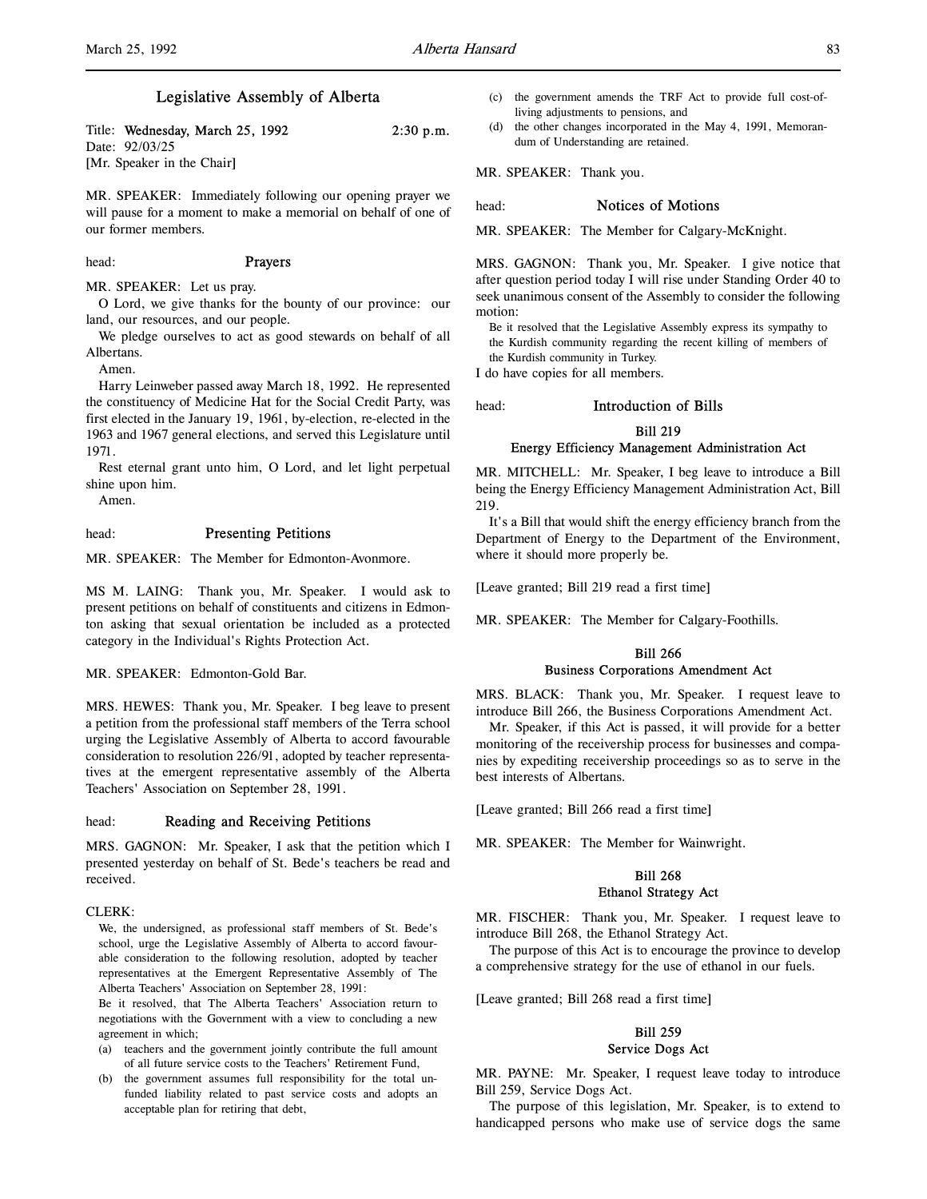## Legislative Assembly of Alberta

Title: **Wednesday, March 25, 1992** 2:30 p.m.
Date: 92/03/25
[Mr. Speaker in the Chair]

MR. SPEAKER: Immediately following our opening prayer we will pause for a moment to make a memorial on behalf of one of our former members.

head: **Prayers**

MR. SPEAKER: Let us pray.

O Lord, we give thanks for the bounty of our province: our land, our resources, and our people.

We pledge ourselves to act as good stewards on behalf of all Albertans.

Amen.

Harry Leinweber passed away March 18, 1992. He represented the constituency of Medicine Hat for the Social Credit Party, was first elected in the January 19, 1961, by-election, re-elected in the 1963 and 1967 general elections, and served this Legislature until 1971.

Rest eternal grant unto him, O Lord, and let light perpetual shine upon him.

Amen.

head: **Presenting Petitions**

MR. SPEAKER: The Member for Edmonton-Avonmore.

MS M. LAING: Thank you, Mr. Speaker. I would ask to present petitions on behalf of constituents and citizens in Edmonton asking that sexual orientation be included as a protected category in the Individual's Rights Protection Act.

MR. SPEAKER: Edmonton-Gold Bar.

MRS. HEWES: Thank you, Mr. Speaker. I beg leave to present a petition from the professional staff members of the Terra school urging the Legislative Assembly of Alberta to accord favourable consideration to resolution 226/91, adopted by teacher representatives at the emergent representative assembly of the Alberta Teachers' Association on September 28, 1991.

head: **Reading and Receiving Petitions**

MRS. GAGNON: Mr. Speaker, I ask that the petition which I presented yesterday on behalf of St. Bede's teachers be read and received.

CLERK:

> We, the undersigned, as professional staff members of St. Bede's school, urge the Legislative Assembly of Alberta to accord favourable consideration to the following resolution, adopted by teacher representatives at the Emergent Representative Assembly of The Alberta Teachers' Association on September 28, 1991:
>
> Be it resolved, that The Alberta Teachers' Association return to negotiations with the Government with a view to concluding a new agreement in which;
>
> (a) teachers and the government jointly contribute the full amount of all future service costs to the Teachers' Retirement Fund,
>
> (b) the government assumes full responsibility for the total unfunded liability related to past service costs and adopts an acceptable plan for retiring that debt,
>
> (c) the government amends the TRF Act to provide full cost-of-living adjustments to pensions, and
>
> (d) the other changes incorporated in the May 4, 1991, Memorandum of Understanding are retained.

MR. SPEAKER: Thank you.

head: **Notices of Motions**

MR. SPEAKER: The Member for Calgary-McKnight.

MRS. GAGNON: Thank you, Mr. Speaker. I give notice that after question period today I will rise under Standing Order 40 to seek unanimous consent of the Assembly to consider the following motion:

> Be it resolved that the Legislative Assembly express its sympathy to the Kurdish community regarding the recent killing of members of the Kurdish community in Turkey.

I do have copies for all members.

head: **Introduction of Bills**

### Bill 219
### Energy Efficiency Management Administration Act

MR. MITCHELL: Mr. Speaker, I beg leave to introduce a Bill being the Energy Efficiency Management Administration Act, Bill 219.

It's a Bill that would shift the energy efficiency branch from the Department of Energy to the Department of the Environment, where it should more properly be.

[Leave granted; Bill 219 read a first time]

MR. SPEAKER: The Member for Calgary-Foothills.

### Bill 266
### Business Corporations Amendment Act

MRS. BLACK: Thank you, Mr. Speaker. I request leave to introduce Bill 266, the Business Corporations Amendment Act.

Mr. Speaker, if this Act is passed, it will provide for a better monitoring of the receivership process for businesses and companies by expediting receivership proceedings so as to serve in the best interests of Albertans.

[Leave granted; Bill 266 read a first time]

MR. SPEAKER: The Member for Wainwright.

### Bill 268
### Ethanol Strategy Act

MR. FISCHER: Thank you, Mr. Speaker. I request leave to introduce Bill 268, the Ethanol Strategy Act.

The purpose of this Act is to encourage the province to develop a comprehensive strategy for the use of ethanol in our fuels.

[Leave granted; Bill 268 read a first time]

### Bill 259
### Service Dogs Act

MR. PAYNE: Mr. Speaker, I request leave today to introduce Bill 259, Service Dogs Act.

The purpose of this legislation, Mr. Speaker, is to extend to handicapped persons who make use of service dogs the same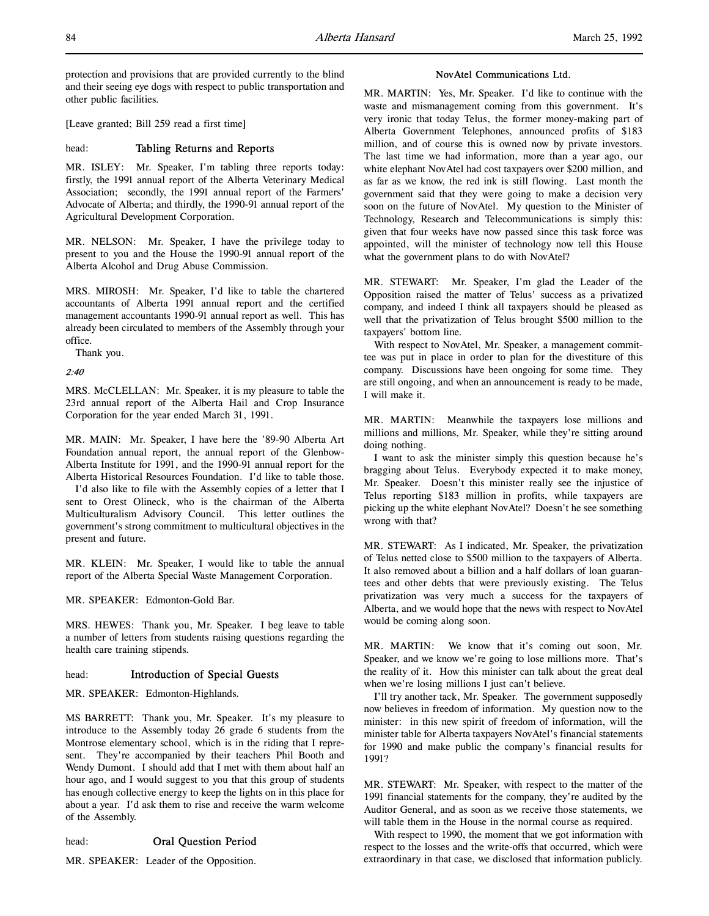protection and provisions that are provided currently to the blind and their seeing eye dogs with respect to public transportation and other public facilities.

[Leave granted; Bill 259 read a first time]

head: **Tabling Returns and Reports**

MR. ISLEY: Mr. Speaker, I'm tabling three reports today: firstly, the 1991 annual report of the Alberta Veterinary Medical Association; secondly, the 1991 annual report of the Farmers' Advocate of Alberta; and thirdly, the 1990-91 annual report of the Agricultural Development Corporation.

MR. NELSON: Mr. Speaker, I have the privilege today to present to you and the House the 1990-91 annual report of the Alberta Alcohol and Drug Abuse Commission.

MRS. MIROSH: Mr. Speaker, I'd like to table the chartered accountants of Alberta 1991 annual report and the certified management accountants 1990-91 annual report as well. This has already been circulated to members of the Assembly through your office.

Thank you.

*2:40*

MRS. McCLELLAN: Mr. Speaker, it is my pleasure to table the 23rd annual report of the Alberta Hail and Crop Insurance Corporation for the year ended March 31, 1991.

MR. MAIN: Mr. Speaker, I have here the '89-90 Alberta Art Foundation annual report, the annual report of the Glenbow-Alberta Institute for 1991, and the 1990-91 annual report for the Alberta Historical Resources Foundation. I'd like to table those.

I'd also like to file with the Assembly copies of a letter that I sent to Orest Olineck, who is the chairman of the Alberta Multiculturalism Advisory Council. This letter outlines the government's strong commitment to multicultural objectives in the present and future.

MR. KLEIN: Mr. Speaker, I would like to table the annual report of the Alberta Special Waste Management Corporation.

MR. SPEAKER: Edmonton-Gold Bar.

MRS. HEWES: Thank you, Mr. Speaker. I beg leave to table a number of letters from students raising questions regarding the health care training stipends.

head: **Introduction of Special Guests**

MR. SPEAKER: Edmonton-Highlands.

MS BARRETT: Thank you, Mr. Speaker. It's my pleasure to introduce to the Assembly today 26 grade 6 students from the Montrose elementary school, which is in the riding that I represent. They're accompanied by their teachers Phil Booth and Wendy Dumont. I should add that I met with them about half an hour ago, and I would suggest to you that this group of students has enough collective energy to keep the lights on in this place for about a year. I'd ask them to rise and receive the warm welcome of the Assembly.

head: **Oral Question Period**

MR. SPEAKER: Leader of the Opposition.

### NovAtel Communications Ltd.

MR. MARTIN: Yes, Mr. Speaker. I'd like to continue with the waste and mismanagement coming from this government. It's very ironic that today Telus, the former money-making part of Alberta Government Telephones, announced profits of $183 million, and of course this is owned now by private investors. The last time we had information, more than a year ago, our white elephant NovAtel had cost taxpayers over $200 million, and as far as we know, the red ink is still flowing. Last month the government said that they were going to make a decision very soon on the future of NovAtel. My question to the Minister of Technology, Research and Telecommunications is simply this: given that four weeks have now passed since this task force was appointed, will the minister of technology now tell this House what the government plans to do with NovAtel?

MR. STEWART: Mr. Speaker, I'm glad the Leader of the Opposition raised the matter of Telus' success as a privatized company, and indeed I think all taxpayers should be pleased as well that the privatization of Telus brought $500 million to the taxpayers' bottom line.

With respect to NovAtel, Mr. Speaker, a management committee was put in place in order to plan for the divestiture of this company. Discussions have been ongoing for some time. They are still ongoing, and when an announcement is ready to be made, I will make it.

MR. MARTIN: Meanwhile the taxpayers lose millions and millions and millions, Mr. Speaker, while they're sitting around doing nothing.

I want to ask the minister simply this question because he's bragging about Telus. Everybody expected it to make money, Mr. Speaker. Doesn't this minister really see the injustice of Telus reporting $183 million in profits, while taxpayers are picking up the white elephant NovAtel? Doesn't he see something wrong with that?

MR. STEWART: As I indicated, Mr. Speaker, the privatization of Telus netted close to $500 million to the taxpayers of Alberta. It also removed about a billion and a half dollars of loan guarantees and other debts that were previously existing. The Telus privatization was very much a success for the taxpayers of Alberta, and we would hope that the news with respect to NovAtel would be coming along soon.

MR. MARTIN: We know that it's coming out soon, Mr. Speaker, and we know we're going to lose millions more. That's the reality of it. How this minister can talk about the great deal when we're losing millions I just can't believe.

I'll try another tack, Mr. Speaker. The government supposedly now believes in freedom of information. My question now to the minister: in this new spirit of freedom of information, will the minister table for Alberta taxpayers NovAtel's financial statements for 1990 and make public the company's financial results for 1991?

MR. STEWART: Mr. Speaker, with respect to the matter of the 1991 financial statements for the company, they're audited by the Auditor General, and as soon as we receive those statements, we will table them in the House in the normal course as required.

With respect to 1990, the moment that we got information with respect to the losses and the write-offs that occurred, which were extraordinary in that case, we disclosed that information publicly.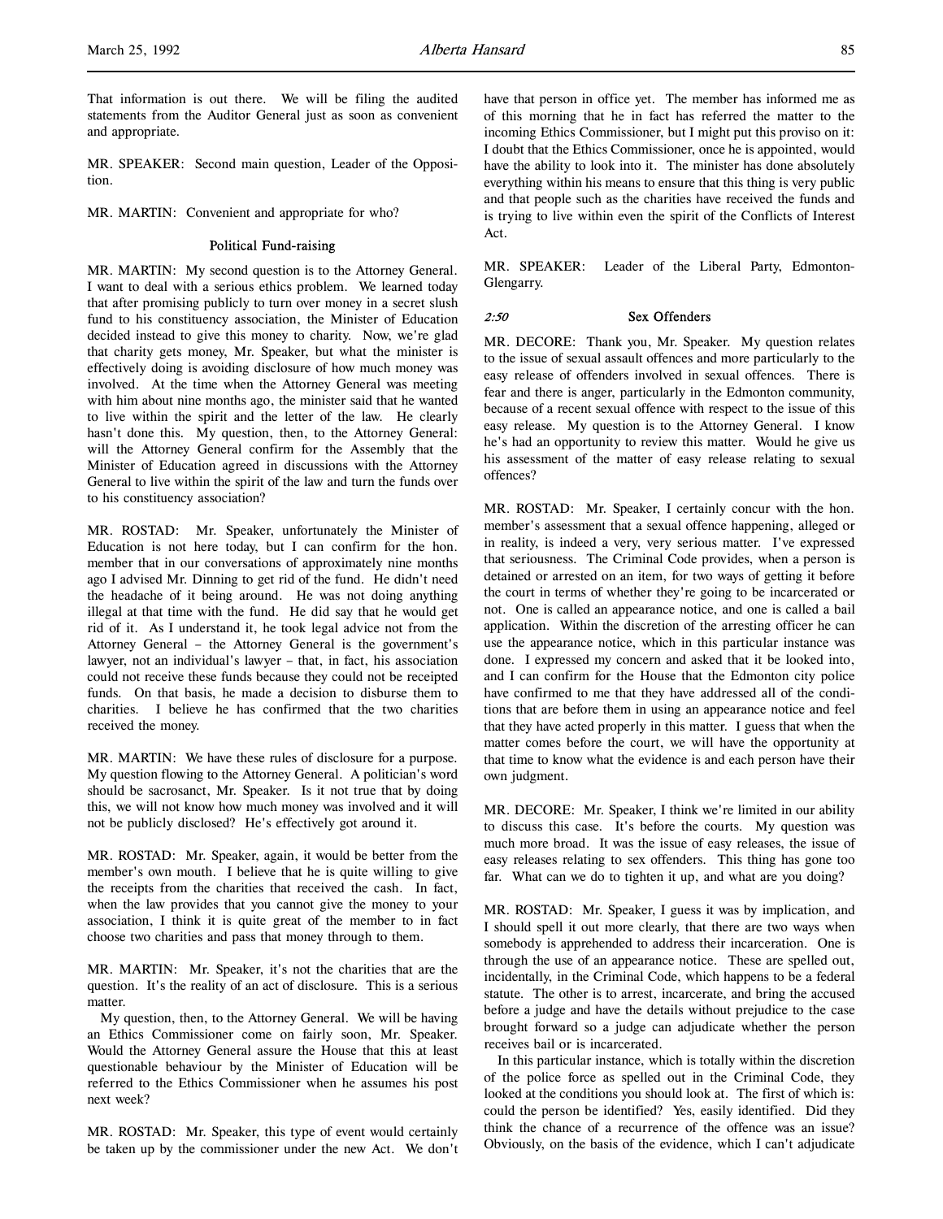That information is out there. We will be filing the audited statements from the Auditor General just as soon as convenient and appropriate.

MR. SPEAKER: Second main question, Leader of the Opposition.

MR. MARTIN: Convenient and appropriate for who?

### Political Fund-raising

MR. MARTIN: My second question is to the Attorney General. I want to deal with a serious ethics problem. We learned today that after promising publicly to turn over money in a secret slush fund to his constituency association, the Minister of Education decided instead to give this money to charity. Now, we're glad that charity gets money, Mr. Speaker, but what the minister is effectively doing is avoiding disclosure of how much money was involved. At the time when the Attorney General was meeting with him about nine months ago, the minister said that he wanted to live within the spirit and the letter of the law. He clearly hasn't done this. My question, then, to the Attorney General: will the Attorney General confirm for the Assembly that the Minister of Education agreed in discussions with the Attorney General to live within the spirit of the law and turn the funds over to his constituency association?

MR. ROSTAD: Mr. Speaker, unfortunately the Minister of Education is not here today, but I can confirm for the hon. member that in our conversations of approximately nine months ago I advised Mr. Dinning to get rid of the fund. He didn't need the headache of it being around. He was not doing anything illegal at that time with the fund. He did say that he would get rid of it. As I understand it, he took legal advice not from the Attorney General – the Attorney General is the government's lawyer, not an individual's lawyer – that, in fact, his association could not receive these funds because they could not be receipted funds. On that basis, he made a decision to disburse them to charities. I believe he has confirmed that the two charities received the money.

MR. MARTIN: We have these rules of disclosure for a purpose. My question flowing to the Attorney General. A politician's word should be sacrosanct, Mr. Speaker. Is it not true that by doing this, we will not know how much money was involved and it will not be publicly disclosed? He's effectively got around it.

MR. ROSTAD: Mr. Speaker, again, it would be better from the member's own mouth. I believe that he is quite willing to give the receipts from the charities that received the cash. In fact, when the law provides that you cannot give the money to your association, I think it is quite great of the member to in fact choose two charities and pass that money through to them.

MR. MARTIN: Mr. Speaker, it's not the charities that are the question. It's the reality of an act of disclosure. This is a serious matter.

My question, then, to the Attorney General. We will be having an Ethics Commissioner come on fairly soon, Mr. Speaker. Would the Attorney General assure the House that this at least questionable behaviour by the Minister of Education will be referred to the Ethics Commissioner when he assumes his post next week?

MR. ROSTAD: Mr. Speaker, this type of event would certainly be taken up by the commissioner under the new Act. We don't have that person in office yet. The member has informed me as of this morning that he in fact has referred the matter to the incoming Ethics Commissioner, but I might put this proviso on it: I doubt that the Ethics Commissioner, once he is appointed, would have the ability to look into it. The minister has done absolutely everything within his means to ensure that this thing is very public and that people such as the charities have received the funds and is trying to live within even the spirit of the Conflicts of Interest Act.

MR. SPEAKER: Leader of the Liberal Party, Edmonton-Glengarry.

### *2:50* Sex Offenders

MR. DECORE: Thank you, Mr. Speaker. My question relates to the issue of sexual assault offences and more particularly to the easy release of offenders involved in sexual offences. There is fear and there is anger, particularly in the Edmonton community, because of a recent sexual offence with respect to the issue of this easy release. My question is to the Attorney General. I know he's had an opportunity to review this matter. Would he give us his assessment of the matter of easy release relating to sexual offences?

MR. ROSTAD: Mr. Speaker, I certainly concur with the hon. member's assessment that a sexual offence happening, alleged or in reality, is indeed a very, very serious matter. I've expressed that seriousness. The Criminal Code provides, when a person is detained or arrested on an item, for two ways of getting it before the court in terms of whether they're going to be incarcerated or not. One is called an appearance notice, and one is called a bail application. Within the discretion of the arresting officer he can use the appearance notice, which in this particular instance was done. I expressed my concern and asked that it be looked into, and I can confirm for the House that the Edmonton city police have confirmed to me that they have addressed all of the conditions that are before them in using an appearance notice and feel that they have acted properly in this matter. I guess that when the matter comes before the court, we will have the opportunity at that time to know what the evidence is and each person have their own judgment.

MR. DECORE: Mr. Speaker, I think we're limited in our ability to discuss this case. It's before the courts. My question was much more broad. It was the issue of easy releases, the issue of easy releases relating to sex offenders. This thing has gone too far. What can we do to tighten it up, and what are you doing?

MR. ROSTAD: Mr. Speaker, I guess it was by implication, and I should spell it out more clearly, that there are two ways when somebody is apprehended to address their incarceration. One is through the use of an appearance notice. These are spelled out, incidentally, in the Criminal Code, which happens to be a federal statute. The other is to arrest, incarcerate, and bring the accused before a judge and have the details without prejudice to the case brought forward so a judge can adjudicate whether the person receives bail or is incarcerated.

In this particular instance, which is totally within the discretion of the police force as spelled out in the Criminal Code, they looked at the conditions you should look at. The first of which is: could the person be identified? Yes, easily identified. Did they think the chance of a recurrence of the offence was an issue? Obviously, on the basis of the evidence, which I can't adjudicate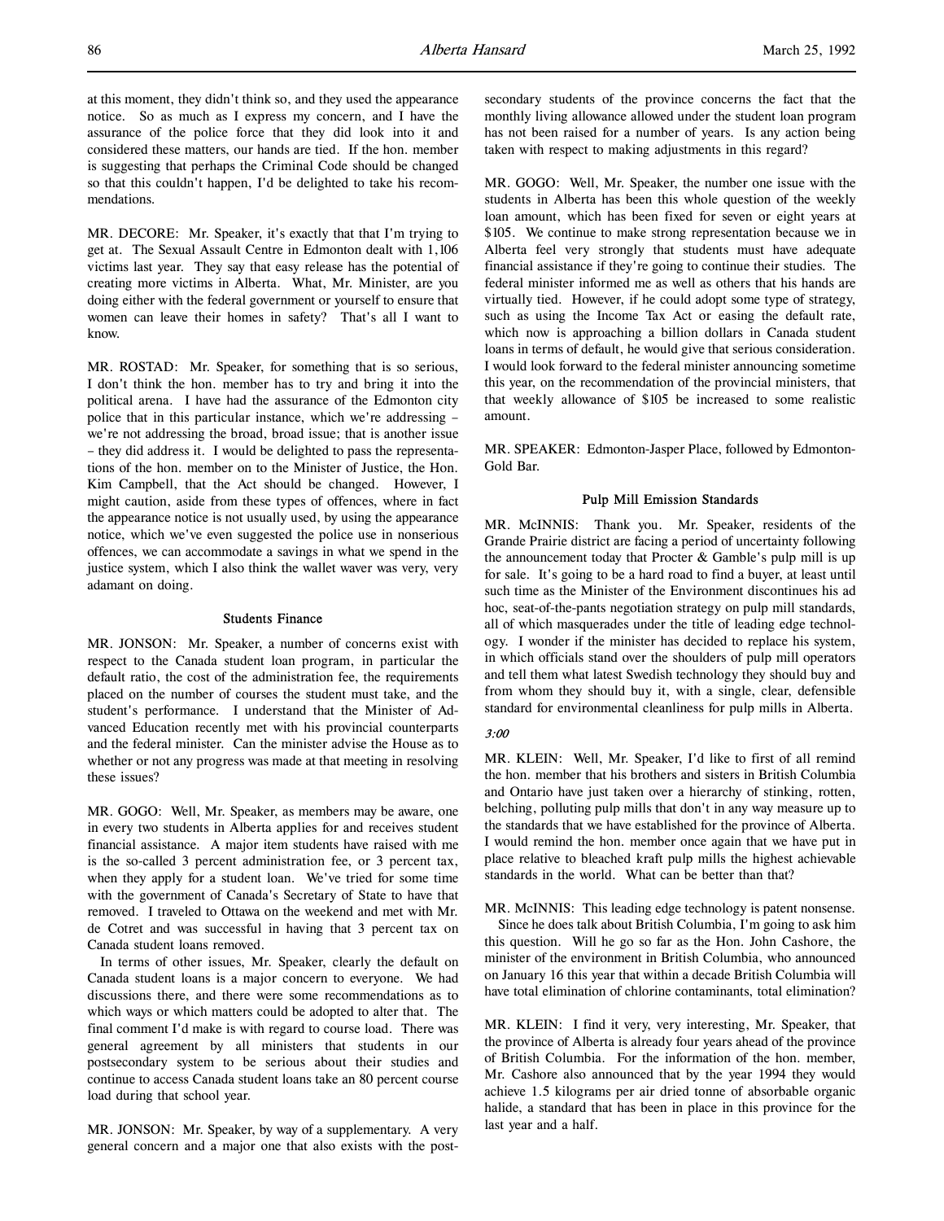at this moment, they didn't think so, and they used the appearance notice. So as much as I express my concern, and I have the assurance of the police force that they did look into it and considered these matters, our hands are tied. If the hon. member is suggesting that perhaps the Criminal Code should be changed so that this couldn't happen, I'd be delighted to take his recommendations.

MR. DECORE: Mr. Speaker, it's exactly that that I'm trying to get at. The Sexual Assault Centre in Edmonton dealt with 1,106 victims last year. They say that easy release has the potential of creating more victims in Alberta. What, Mr. Minister, are you doing either with the federal government or yourself to ensure that women can leave their homes in safety? That's all I want to know.

MR. ROSTAD: Mr. Speaker, for something that is so serious, I don't think the hon. member has to try and bring it into the political arena. I have had the assurance of the Edmonton city police that in this particular instance, which we're addressing – we're not addressing the broad, broad issue; that is another issue – they did address it. I would be delighted to pass the representations of the hon. member on to the Minister of Justice, the Hon. Kim Campbell, that the Act should be changed. However, I might caution, aside from these types of offences, where in fact the appearance notice is not usually used, by using the appearance notice, which we've even suggested the police use in nonserious offences, we can accommodate a savings in what we spend in the justice system, which I also think the wallet waver was very, very adamant on doing.

### Students Finance

MR. JONSON: Mr. Speaker, a number of concerns exist with respect to the Canada student loan program, in particular the default ratio, the cost of the administration fee, the requirements placed on the number of courses the student must take, and the student's performance. I understand that the Minister of Advanced Education recently met with his provincial counterparts and the federal minister. Can the minister advise the House as to whether or not any progress was made at that meeting in resolving these issues?

MR. GOGO: Well, Mr. Speaker, as members may be aware, one in every two students in Alberta applies for and receives student financial assistance. A major item students have raised with me is the so-called 3 percent administration fee, or 3 percent tax, when they apply for a student loan. We've tried for some time with the government of Canada's Secretary of State to have that removed. I traveled to Ottawa on the weekend and met with Mr. de Cotret and was successful in having that 3 percent tax on Canada student loans removed.

In terms of other issues, Mr. Speaker, clearly the default on Canada student loans is a major concern to everyone. We had discussions there, and there were some recommendations as to which ways or which matters could be adopted to alter that. The final comment I'd make is with regard to course load. There was general agreement by all ministers that students in our postsecondary system to be serious about their studies and continue to access Canada student loans take an 80 percent course load during that school year.

MR. JONSON: Mr. Speaker, by way of a supplementary. A very general concern and a major one that also exists with the postsecondary students of the province concerns the fact that the monthly living allowance allowed under the student loan program has not been raised for a number of years. Is any action being taken with respect to making adjustments in this regard?

MR. GOGO: Well, Mr. Speaker, the number one issue with the students in Alberta has been this whole question of the weekly loan amount, which has been fixed for seven or eight years at $105. We continue to make strong representation because we in Alberta feel very strongly that students must have adequate financial assistance if they're going to continue their studies. The federal minister informed me as well as others that his hands are virtually tied. However, if he could adopt some type of strategy, such as using the Income Tax Act or easing the default rate, which now is approaching a billion dollars in Canada student loans in terms of default, he would give that serious consideration. I would look forward to the federal minister announcing sometime this year, on the recommendation of the provincial ministers, that that weekly allowance of $105 be increased to some realistic amount.

MR. SPEAKER: Edmonton-Jasper Place, followed by Edmonton-Gold Bar.

### Pulp Mill Emission Standards

MR. McINNIS: Thank you. Mr. Speaker, residents of the Grande Prairie district are facing a period of uncertainty following the announcement today that Procter & Gamble's pulp mill is up for sale. It's going to be a hard road to find a buyer, at least until such time as the Minister of the Environment discontinues his ad hoc, seat-of-the-pants negotiation strategy on pulp mill standards, all of which masquerades under the title of leading edge technology. I wonder if the minister has decided to replace his system, in which officials stand over the shoulders of pulp mill operators and tell them what latest Swedish technology they should buy and from whom they should buy it, with a single, clear, defensible standard for environmental cleanliness for pulp mills in Alberta.

*3:00*

MR. KLEIN: Well, Mr. Speaker, I'd like to first of all remind the hon. member that his brothers and sisters in British Columbia and Ontario have just taken over a hierarchy of stinking, rotten, belching, polluting pulp mills that don't in any way measure up to the standards that we have established for the province of Alberta. I would remind the hon. member once again that we have put in place relative to bleached kraft pulp mills the highest achievable standards in the world. What can be better than that?

MR. McINNIS: This leading edge technology is patent nonsense.

Since he does talk about British Columbia, I'm going to ask him this question. Will he go so far as the Hon. John Cashore, the minister of the environment in British Columbia, who announced on January 16 this year that within a decade British Columbia will have total elimination of chlorine contaminants, total elimination?

MR. KLEIN: I find it very, very interesting, Mr. Speaker, that the province of Alberta is already four years ahead of the province of British Columbia. For the information of the hon. member, Mr. Cashore also announced that by the year 1994 they would achieve 1.5 kilograms per air dried tonne of absorbable organic halide, a standard that has been in place in this province for the last year and a half.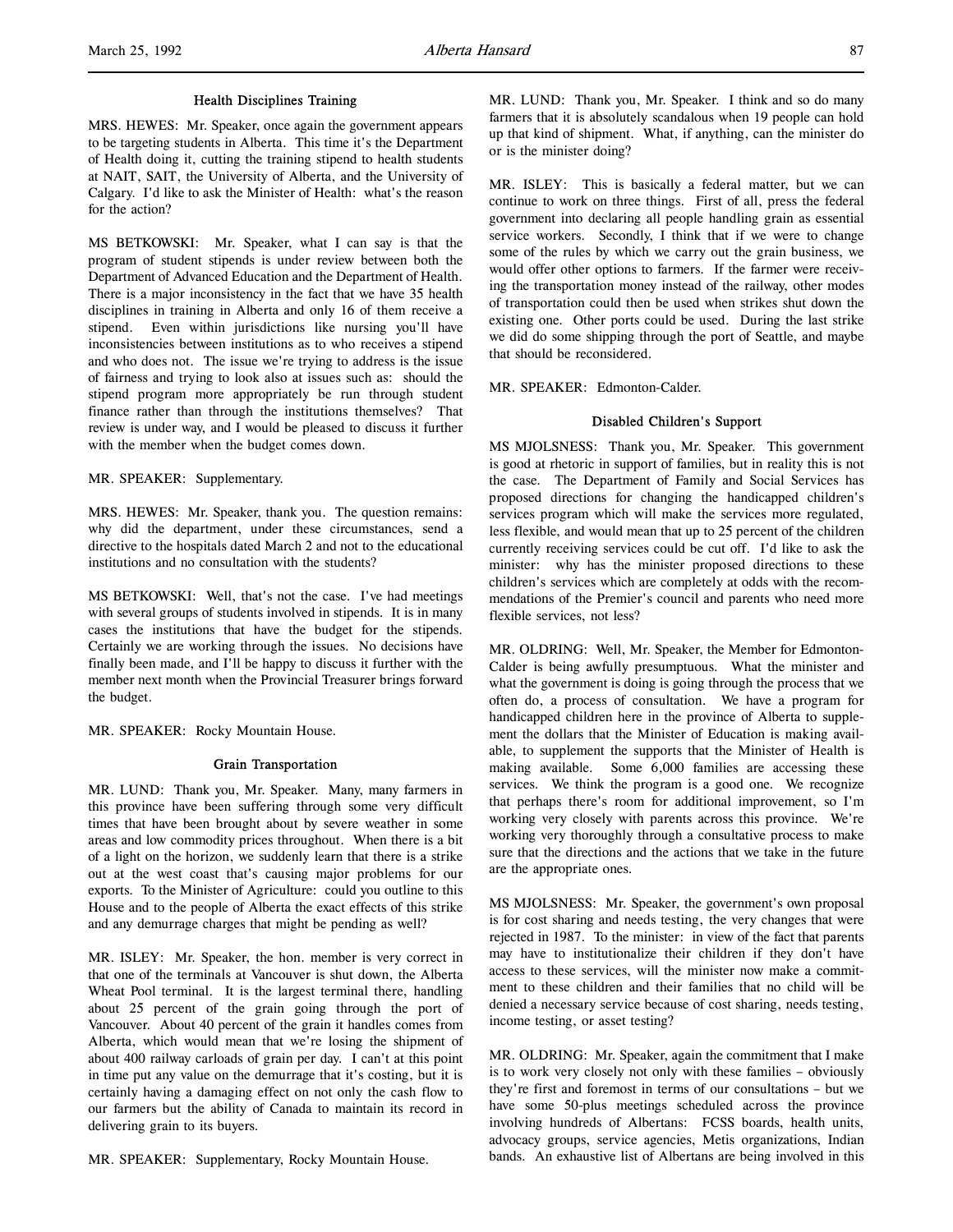### Health Disciplines Training

MRS. HEWES: Mr. Speaker, once again the government appears to be targeting students in Alberta. This time it's the Department of Health doing it, cutting the training stipend to health students at NAIT, SAIT, the University of Alberta, and the University of Calgary. I'd like to ask the Minister of Health: what's the reason for the action?

MS BETKOWSKI: Mr. Speaker, what I can say is that the program of student stipends is under review between both the Department of Advanced Education and the Department of Health. There is a major inconsistency in the fact that we have 35 health disciplines in training in Alberta and only 16 of them receive a stipend. Even within jurisdictions like nursing you'll have inconsistencies between institutions as to who receives a stipend and who does not. The issue we're trying to address is the issue of fairness and trying to look also at issues such as: should the stipend program more appropriately be run through student finance rather than through the institutions themselves? That review is under way, and I would be pleased to discuss it further with the member when the budget comes down.

MR. SPEAKER: Supplementary.

MRS. HEWES: Mr. Speaker, thank you. The question remains: why did the department, under these circumstances, send a directive to the hospitals dated March 2 and not to the educational institutions and no consultation with the students?

MS BETKOWSKI: Well, that's not the case. I've had meetings with several groups of students involved in stipends. It is in many cases the institutions that have the budget for the stipends. Certainly we are working through the issues. No decisions have finally been made, and I'll be happy to discuss it further with the member next month when the Provincial Treasurer brings forward the budget.

MR. SPEAKER: Rocky Mountain House.

### Grain Transportation

MR. LUND: Thank you, Mr. Speaker. Many, many farmers in this province have been suffering through some very difficult times that have been brought about by severe weather in some areas and low commodity prices throughout. When there is a bit of a light on the horizon, we suddenly learn that there is a strike out at the west coast that's causing major problems for our exports. To the Minister of Agriculture: could you outline to this House and to the people of Alberta the exact effects of this strike and any demurrage charges that might be pending as well?

MR. ISLEY: Mr. Speaker, the hon. member is very correct in that one of the terminals at Vancouver is shut down, the Alberta Wheat Pool terminal. It is the largest terminal there, handling about 25 percent of the grain going through the port of Vancouver. About 40 percent of the grain it handles comes from Alberta, which would mean that we're losing the shipment of about 400 railway carloads of grain per day. I can't at this point in time put any value on the demurrage that it's costing, but it is certainly having a damaging effect on not only the cash flow to our farmers but the ability of Canada to maintain its record in delivering grain to its buyers.

MR. SPEAKER: Supplementary, Rocky Mountain House.

MR. LUND: Thank you, Mr. Speaker. I think and so do many farmers that it is absolutely scandalous when 19 people can hold up that kind of shipment. What, if anything, can the minister do or is the minister doing?

MR. ISLEY: This is basically a federal matter, but we can continue to work on three things. First of all, press the federal government into declaring all people handling grain as essential service workers. Secondly, I think that if we were to change some of the rules by which we carry out the grain business, we would offer other options to farmers. If the farmer were receiving the transportation money instead of the railway, other modes of transportation could then be used when strikes shut down the existing one. Other ports could be used. During the last strike we did do some shipping through the port of Seattle, and maybe that should be reconsidered.

MR. SPEAKER: Edmonton-Calder.

### Disabled Children's Support

MS MJOLSNESS: Thank you, Mr. Speaker. This government is good at rhetoric in support of families, but in reality this is not the case. The Department of Family and Social Services has proposed directions for changing the handicapped children's services program which will make the services more regulated, less flexible, and would mean that up to 25 percent of the children currently receiving services could be cut off. I'd like to ask the minister: why has the minister proposed directions to these children's services which are completely at odds with the recommendations of the Premier's council and parents who need more flexible services, not less?

MR. OLDRING: Well, Mr. Speaker, the Member for Edmonton-Calder is being awfully presumptuous. What the minister and what the government is doing is going through the process that we often do, a process of consultation. We have a program for handicapped children here in the province of Alberta to supplement the dollars that the Minister of Education is making available, to supplement the supports that the Minister of Health is making available. Some 6,000 families are accessing these services. We think the program is a good one. We recognize that perhaps there's room for additional improvement, so I'm working very closely with parents across this province. We're working very thoroughly through a consultative process to make sure that the directions and the actions that we take in the future are the appropriate ones.

MS MJOLSNESS: Mr. Speaker, the government's own proposal is for cost sharing and needs testing, the very changes that were rejected in 1987. To the minister: in view of the fact that parents may have to institutionalize their children if they don't have access to these services, will the minister now make a commitment to these children and their families that no child will be denied a necessary service because of cost sharing, needs testing, income testing, or asset testing?

MR. OLDRING: Mr. Speaker, again the commitment that I make is to work very closely not only with these families – obviously they're first and foremost in terms of our consultations – but we have some 50-plus meetings scheduled across the province involving hundreds of Albertans: FCSS boards, health units, advocacy groups, service agencies, Metis organizations, Indian bands. An exhaustive list of Albertans are being involved in this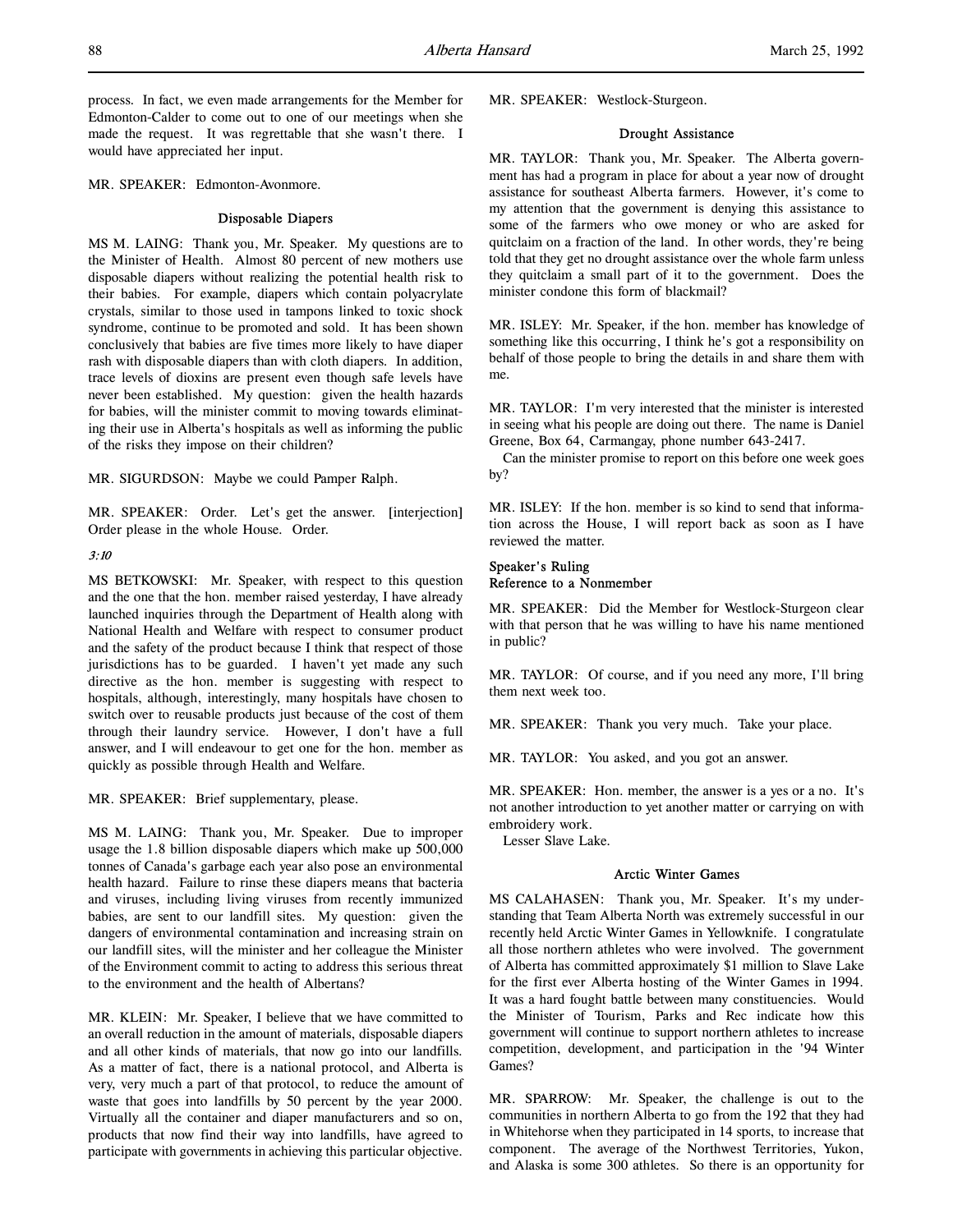process. In fact, we even made arrangements for the Member for Edmonton-Calder to come out to one of our meetings when she made the request. It was regrettable that she wasn't there. I would have appreciated her input.

MR. SPEAKER: Edmonton-Avonmore.

### Disposable Diapers

MS M. LAING: Thank you, Mr. Speaker. My questions are to the Minister of Health. Almost 80 percent of new mothers use disposable diapers without realizing the potential health risk to their babies. For example, diapers which contain polyacrylate crystals, similar to those used in tampons linked to toxic shock syndrome, continue to be promoted and sold. It has been shown conclusively that babies are five times more likely to have diaper rash with disposable diapers than with cloth diapers. In addition, trace levels of dioxins are present even though safe levels have never been established. My question: given the health hazards for babies, will the minister commit to moving towards eliminating their use in Alberta's hospitals as well as informing the public of the risks they impose on their children?

MR. SIGURDSON: Maybe we could Pamper Ralph.

MR. SPEAKER: Order. Let's get the answer. [interjection] Order please in the whole House. Order.

*3:10*

MS BETKOWSKI: Mr. Speaker, with respect to this question and the one that the hon. member raised yesterday, I have already launched inquiries through the Department of Health along with National Health and Welfare with respect to consumer product and the safety of the product because I think that respect of those jurisdictions has to be guarded. I haven't yet made any such directive as the hon. member is suggesting with respect to hospitals, although, interestingly, many hospitals have chosen to switch over to reusable products just because of the cost of them through their laundry service. However, I don't have a full answer, and I will endeavour to get one for the hon. member as quickly as possible through Health and Welfare.

MR. SPEAKER: Brief supplementary, please.

MS M. LAING: Thank you, Mr. Speaker. Due to improper usage the 1.8 billion disposable diapers which make up 500,000 tonnes of Canada's garbage each year also pose an environmental health hazard. Failure to rinse these diapers means that bacteria and viruses, including living viruses from recently immunized babies, are sent to our landfill sites. My question: given the dangers of environmental contamination and increasing strain on our landfill sites, will the minister and her colleague the Minister of the Environment commit to acting to address this serious threat to the environment and the health of Albertans?

MR. KLEIN: Mr. Speaker, I believe that we have committed to an overall reduction in the amount of materials, disposable diapers and all other kinds of materials, that now go into our landfills. As a matter of fact, there is a national protocol, and Alberta is very, very much a part of that protocol, to reduce the amount of waste that goes into landfills by 50 percent by the year 2000. Virtually all the container and diaper manufacturers and so on, products that now find their way into landfills, have agreed to participate with governments in achieving this particular objective.

MR. SPEAKER: Westlock-Sturgeon.

### Drought Assistance

MR. TAYLOR: Thank you, Mr. Speaker. The Alberta government has had a program in place for about a year now of drought assistance for southeast Alberta farmers. However, it's come to my attention that the government is denying this assistance to some of the farmers who owe money or who are asked for quitclaim on a fraction of the land. In other words, they're being told that they get no drought assistance over the whole farm unless they quitclaim a small part of it to the government. Does the minister condone this form of blackmail?

MR. ISLEY: Mr. Speaker, if the hon. member has knowledge of something like this occurring, I think he's got a responsibility on behalf of those people to bring the details in and share them with me.

MR. TAYLOR: I'm very interested that the minister is interested in seeing what his people are doing out there. The name is Daniel Greene, Box 64, Carmangay, phone number 643-2417.

Can the minister promise to report on this before one week goes by?

MR. ISLEY: If the hon. member is so kind to send that information across the House, I will report back as soon as I have reviewed the matter.

### Speaker's Ruling
### Reference to a Nonmember

MR. SPEAKER: Did the Member for Westlock-Sturgeon clear with that person that he was willing to have his name mentioned in public?

MR. TAYLOR: Of course, and if you need any more, I'll bring them next week too.

MR. SPEAKER: Thank you very much. Take your place.

MR. TAYLOR: You asked, and you got an answer.

MR. SPEAKER: Hon. member, the answer is a yes or a no. It's not another introduction to yet another matter or carrying on with embroidery work.

Lesser Slave Lake.

### Arctic Winter Games

MS CALAHASEN: Thank you, Mr. Speaker. It's my understanding that Team Alberta North was extremely successful in our recently held Arctic Winter Games in Yellowknife. I congratulate all those northern athletes who were involved. The government of Alberta has committed approximately $1 million to Slave Lake for the first ever Alberta hosting of the Winter Games in 1994. It was a hard fought battle between many constituencies. Would the Minister of Tourism, Parks and Rec indicate how this government will continue to support northern athletes to increase competition, development, and participation in the '94 Winter Games?

MR. SPARROW: Mr. Speaker, the challenge is out to the communities in northern Alberta to go from the 192 that they had in Whitehorse when they participated in 14 sports, to increase that component. The average of the Northwest Territories, Yukon, and Alaska is some 300 athletes. So there is an opportunity for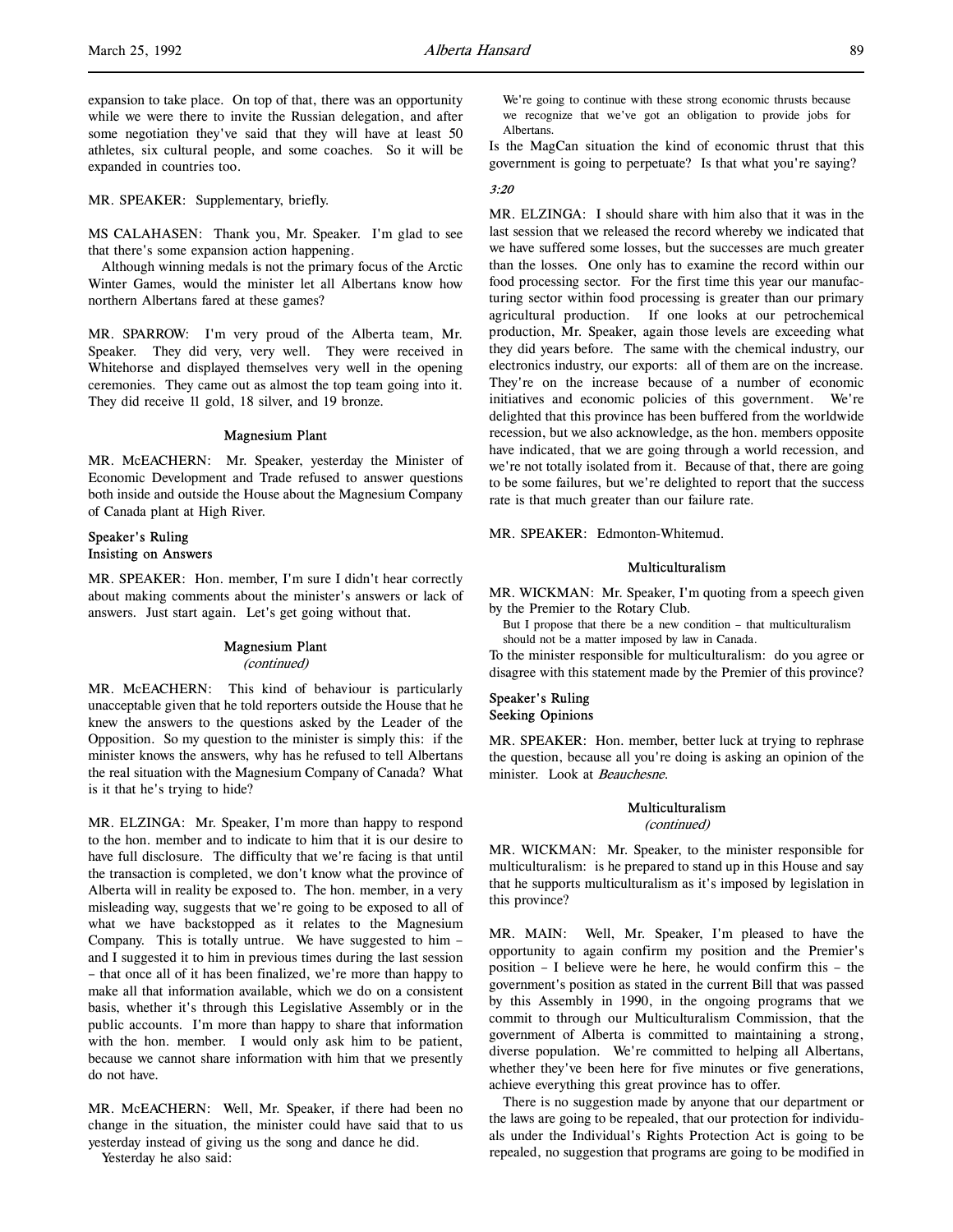expansion to take place. On top of that, there was an opportunity while we were there to invite the Russian delegation, and after some negotiation they've said that they will have at least 50 athletes, six cultural people, and some coaches. So it will be expanded in countries too.

MR. SPEAKER: Supplementary, briefly.

MS CALAHASEN: Thank you, Mr. Speaker. I'm glad to see that there's some expansion action happening.

Although winning medals is not the primary focus of the Arctic Winter Games, would the minister let all Albertans know how northern Albertans fared at these games?

MR. SPARROW: I'm very proud of the Alberta team, Mr. Speaker. They did very, very well. They were received in Whitehorse and displayed themselves very well in the opening ceremonies. They came out as almost the top team going into it. They did receive 11 gold, 18 silver, and 19 bronze.

### Magnesium Plant

MR. McEACHERN: Mr. Speaker, yesterday the Minister of Economic Development and Trade refused to answer questions both inside and outside the House about the Magnesium Company of Canada plant at High River.

### Speaker's Ruling
### Insisting on Answers

MR. SPEAKER: Hon. member, I'm sure I didn't hear correctly about making comments about the minister's answers or lack of answers. Just start again. Let's get going without that.

### Magnesium Plant
*(continued)*

MR. McEACHERN: This kind of behaviour is particularly unacceptable given that he told reporters outside the House that he knew the answers to the questions asked by the Leader of the Opposition. So my question to the minister is simply this: if the minister knows the answers, why has he refused to tell Albertans the real situation with the Magnesium Company of Canada? What is it that he's trying to hide?

MR. ELZINGA: Mr. Speaker, I'm more than happy to respond to the hon. member and to indicate to him that it is our desire to have full disclosure. The difficulty that we're facing is that until the transaction is completed, we don't know what the province of Alberta will in reality be exposed to. The hon. member, in a very misleading way, suggests that we're going to be exposed to all of what we have backstopped as it relates to the Magnesium Company. This is totally untrue. We have suggested to him – and I suggested it to him in previous times during the last session – that once all of it has been finalized, we're more than happy to make all that information available, which we do on a consistent basis, whether it's through this Legislative Assembly or in the public accounts. I'm more than happy to share that information with the hon. member. I would only ask him to be patient, because we cannot share information with him that we presently do not have.

MR. McEACHERN: Well, Mr. Speaker, if there had been no change in the situation, the minister could have said that to us yesterday instead of giving us the song and dance he did.

Yesterday he also said:

> We're going to continue with these strong economic thrusts because we recognize that we've got an obligation to provide jobs for Albertans.

Is the MagCan situation the kind of economic thrust that this government is going to perpetuate? Is that what you're saying?

*3:20*

MR. ELZINGA: I should share with him also that it was in the last session that we released the record whereby we indicated that we have suffered some losses, but the successes are much greater than the losses. One only has to examine the record within our food processing sector. For the first time this year our manufacturing sector within food processing is greater than our primary agricultural production. If one looks at our petrochemical production, Mr. Speaker, again those levels are exceeding what they did years before. The same with the chemical industry, our electronics industry, our exports: all of them are on the increase. They're on the increase because of a number of economic initiatives and economic policies of this government. We're delighted that this province has been buffered from the worldwide recession, but we also acknowledge, as the hon. members opposite have indicated, that we are going through a world recession, and we're not totally isolated from it. Because of that, there are going to be some failures, but we're delighted to report that the success rate is that much greater than our failure rate.

MR. SPEAKER: Edmonton-Whitemud.

### Multiculturalism

MR. WICKMAN: Mr. Speaker, I'm quoting from a speech given by the Premier to the Rotary Club.

> But I propose that there be a new condition – that multiculturalism should not be a matter imposed by law in Canada.

To the minister responsible for multiculturalism: do you agree or disagree with this statement made by the Premier of this province?

### Speaker's Ruling
### Seeking Opinions

MR. SPEAKER: Hon. member, better luck at trying to rephrase the question, because all you're doing is asking an opinion of the minister. Look at *Beauchesne*.

### Multiculturalism
*(continued)*

MR. WICKMAN: Mr. Speaker, to the minister responsible for multiculturalism: is he prepared to stand up in this House and say that he supports multiculturalism as it's imposed by legislation in this province?

MR. MAIN: Well, Mr. Speaker, I'm pleased to have the opportunity to again confirm my position and the Premier's position – I believe were he here, he would confirm this – the government's position as stated in the current Bill that was passed by this Assembly in 1990, in the ongoing programs that we commit to through our Multiculturalism Commission, that the government of Alberta is committed to maintaining a strong, diverse population. We're committed to helping all Albertans, whether they've been here for five minutes or five generations, achieve everything this great province has to offer.

There is no suggestion made by anyone that our department or the laws are going to be repealed, that our protection for individuals under the Individual's Rights Protection Act is going to be repealed, no suggestion that programs are going to be modified in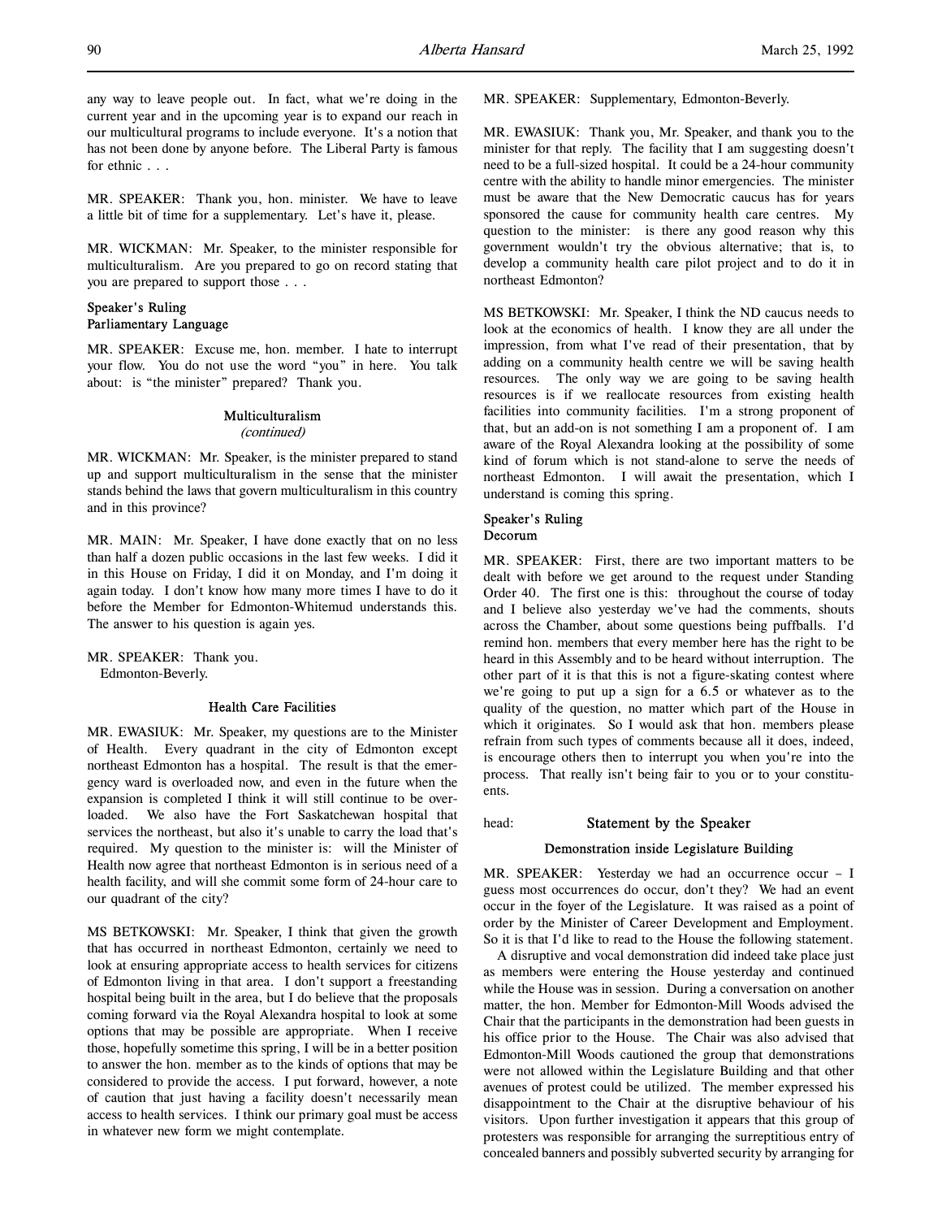any way to leave people out. In fact, what we're doing in the current year and in the upcoming year is to expand our reach in our multicultural programs to include everyone. It's a notion that has not been done by anyone before. The Liberal Party is famous for ethnic . . .

MR. SPEAKER: Thank you, hon. minister. We have to leave a little bit of time for a supplementary. Let's have it, please.

MR. WICKMAN: Mr. Speaker, to the minister responsible for multiculturalism. Are you prepared to go on record stating that you are prepared to support those . . .

### Speaker's Ruling
### Parliamentary Language

MR. SPEAKER: Excuse me, hon. member. I hate to interrupt your flow. You do not use the word "you" in here. You talk about: is "the minister" prepared? Thank you.

### Multiculturalism
*(continued)*

MR. WICKMAN: Mr. Speaker, is the minister prepared to stand up and support multiculturalism in the sense that the minister stands behind the laws that govern multiculturalism in this country and in this province?

MR. MAIN: Mr. Speaker, I have done exactly that on no less than half a dozen public occasions in the last few weeks. I did it in this House on Friday, I did it on Monday, and I'm doing it again today. I don't know how many more times I have to do it before the Member for Edmonton-Whitemud understands this. The answer to his question is again yes.

MR. SPEAKER: Thank you.
Edmonton-Beverly.

### Health Care Facilities

MR. EWASIUK: Mr. Speaker, my questions are to the Minister of Health. Every quadrant in the city of Edmonton except northeast Edmonton has a hospital. The result is that the emergency ward is overloaded now, and even in the future when the expansion is completed I think it will still continue to be overloaded. We also have the Fort Saskatchewan hospital that services the northeast, but also it's unable to carry the load that's required. My question to the minister is: will the Minister of Health now agree that northeast Edmonton is in serious need of a health facility, and will she commit some form of 24-hour care to our quadrant of the city?

MS BETKOWSKI: Mr. Speaker, I think that given the growth that has occurred in northeast Edmonton, certainly we need to look at ensuring appropriate access to health services for citizens of Edmonton living in that area. I don't support a freestanding hospital being built in the area, but I do believe that the proposals coming forward via the Royal Alexandra hospital to look at some options that may be possible are appropriate. When I receive those, hopefully sometime this spring, I will be in a better position to answer the hon. member as to the kinds of options that may be considered to provide the access. I put forward, however, a note of caution that just having a facility doesn't necessarily mean access to health services. I think our primary goal must be access in whatever new form we might contemplate.

MR. SPEAKER: Supplementary, Edmonton-Beverly.

MR. EWASIUK: Thank you, Mr. Speaker, and thank you to the minister for that reply. The facility that I am suggesting doesn't need to be a full-sized hospital. It could be a 24-hour community centre with the ability to handle minor emergencies. The minister must be aware that the New Democratic caucus has for years sponsored the cause for community health care centres. My question to the minister: is there any good reason why this government wouldn't try the obvious alternative; that is, to develop a community health care pilot project and to do it in northeast Edmonton?

MS BETKOWSKI: Mr. Speaker, I think the ND caucus needs to look at the economics of health. I know they are all under the impression, from what I've read of their presentation, that by adding on a community health centre we will be saving health resources. The only way we are going to be saving health resources is if we reallocate resources from existing health facilities into community facilities. I'm a strong proponent of that, but an add-on is not something I am a proponent of. I am aware of the Royal Alexandra looking at the possibility of some kind of forum which is not stand-alone to serve the needs of northeast Edmonton. I will await the presentation, which I understand is coming this spring.

### Speaker's Ruling
### Decorum

MR. SPEAKER: First, there are two important matters to be dealt with before we get around to the request under Standing Order 40. The first one is this: throughout the course of today and I believe also yesterday we've had the comments, shouts across the Chamber, about some questions being puffballs. I'd remind hon. members that every member here has the right to be heard in this Assembly and to be heard without interruption. The other part of it is that this is not a figure-skating contest where we're going to put up a sign for a 6.5 or whatever as to the quality of the question, no matter which part of the House in which it originates. So I would ask that hon. members please refrain from such types of comments because all it does, indeed, is encourage others then to interrupt you when you're into the process. That really isn't being fair to you or to your constituents.

head: ## Statement by the Speaker

### Demonstration inside Legislature Building

MR. SPEAKER: Yesterday we had an occurrence occur – I guess most occurrences do occur, don't they? We had an event occur in the foyer of the Legislature. It was raised as a point of order by the Minister of Career Development and Employment. So it is that I'd like to read to the House the following statement.

A disruptive and vocal demonstration did indeed take place just as members were entering the House yesterday and continued while the House was in session. During a conversation on another matter, the hon. Member for Edmonton-Mill Woods advised the Chair that the participants in the demonstration had been guests in his office prior to the House. The Chair was also advised that Edmonton-Mill Woods cautioned the group that demonstrations were not allowed within the Legislature Building and that other avenues of protest could be utilized. The member expressed his disappointment to the Chair at the disruptive behaviour of his visitors. Upon further investigation it appears that this group of protesters was responsible for arranging the surreptitious entry of concealed banners and possibly subverted security by arranging for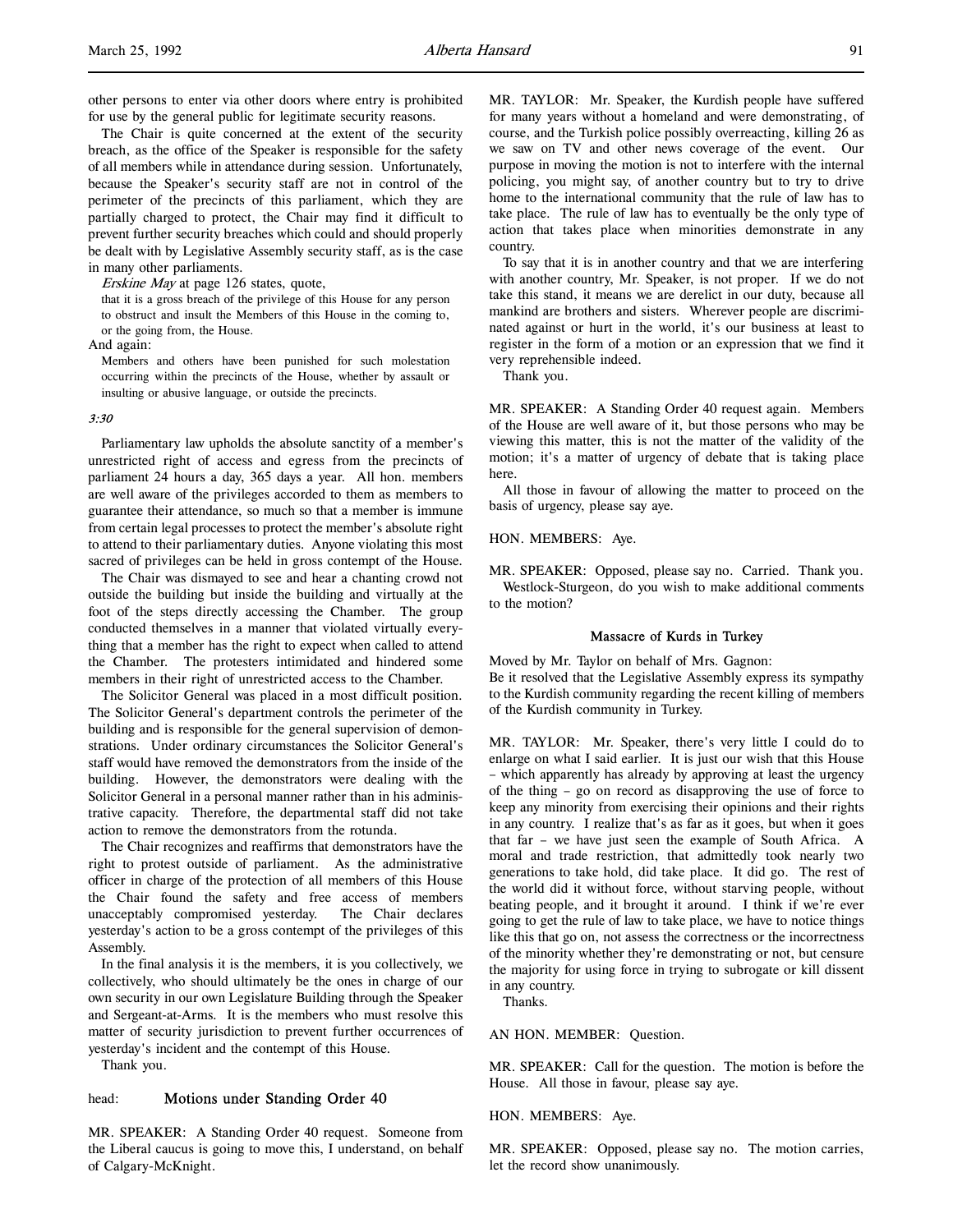other persons to enter via other doors where entry is prohibited for use by the general public for legitimate security reasons.

The Chair is quite concerned at the extent of the security breach, as the office of the Speaker is responsible for the safety of all members while in attendance during session. Unfortunately, because the Speaker's security staff are not in control of the perimeter of the precincts of this parliament, which they are partially charged to protect, the Chair may find it difficult to prevent further security breaches which could and should properly be dealt with by Legislative Assembly security staff, as is the case in many other parliaments.

*Erskine May* at page 126 states, quote,

> that it is a gross breach of the privilege of this House for any person to obstruct and insult the Members of this House in the coming to, or the going from, the House.

And again:

> Members and others have been punished for such molestation occurring within the precincts of the House, whether by assault or insulting or abusive language, or outside the precincts.

*3:30*

Parliamentary law upholds the absolute sanctity of a member's unrestricted right of access and egress from the precincts of parliament 24 hours a day, 365 days a year. All hon. members are well aware of the privileges accorded to them as members to guarantee their attendance, so much so that a member is immune from certain legal processes to protect the member's absolute right to attend to their parliamentary duties. Anyone violating this most sacred of privileges can be held in gross contempt of the House.

The Chair was dismayed to see and hear a chanting crowd not outside the building but inside the building and virtually at the foot of the steps directly accessing the Chamber. The group conducted themselves in a manner that violated virtually everything that a member has the right to expect when called to attend the Chamber. The protesters intimidated and hindered some members in their right of unrestricted access to the Chamber.

The Solicitor General was placed in a most difficult position. The Solicitor General's department controls the perimeter of the building and is responsible for the general supervision of demonstrations. Under ordinary circumstances the Solicitor General's staff would have removed the demonstrators from the inside of the building. However, the demonstrators were dealing with the Solicitor General in a personal manner rather than in his administrative capacity. Therefore, the departmental staff did not take action to remove the demonstrators from the rotunda.

The Chair recognizes and reaffirms that demonstrators have the right to protest outside of parliament. As the administrative officer in charge of the protection of all members of this House the Chair found the safety and free access of members unacceptably compromised yesterday. The Chair declares yesterday's action to be a gross contempt of the privileges of this Assembly.

In the final analysis it is the members, it is you collectively, we collectively, who should ultimately be the ones in charge of our own security in our own Legislature Building through the Speaker and Sergeant-at-Arms. It is the members who must resolve this matter of security jurisdiction to prevent further occurrences of yesterday's incident and the contempt of this House.

Thank you.

head: **Motions under Standing Order 40**

MR. SPEAKER: A Standing Order 40 request. Someone from the Liberal caucus is going to move this, I understand, on behalf of Calgary-McKnight.

MR. TAYLOR: Mr. Speaker, the Kurdish people have suffered for many years without a homeland and were demonstrating, of course, and the Turkish police possibly overreacting, killing 26 as we saw on TV and other news coverage of the event. Our purpose in moving the motion is not to interfere with the internal policing, you might say, of another country but to try to drive home to the international community that the rule of law has to take place. The rule of law has to eventually be the only type of action that takes place when minorities demonstrate in any country.

To say that it is in another country and that we are interfering with another country, Mr. Speaker, is not proper. If we do not take this stand, it means we are derelict in our duty, because all mankind are brothers and sisters. Wherever people are discriminated against or hurt in the world, it's our business at least to register in the form of a motion or an expression that we find it very reprehensible indeed.

Thank you.

MR. SPEAKER: A Standing Order 40 request again. Members of the House are well aware of it, but those persons who may be viewing this matter, this is not the matter of the validity of the motion; it's a matter of urgency of debate that is taking place here.

All those in favour of allowing the matter to proceed on the basis of urgency, please say aye.

HON. MEMBERS: Aye.

MR. SPEAKER: Opposed, please say no. Carried. Thank you.

Westlock-Sturgeon, do you wish to make additional comments to the motion?

### Massacre of Kurds in Turkey

Moved by Mr. Taylor on behalf of Mrs. Gagnon:
Be it resolved that the Legislative Assembly express its sympathy to the Kurdish community regarding the recent killing of members of the Kurdish community in Turkey.

MR. TAYLOR: Mr. Speaker, there's very little I could do to enlarge on what I said earlier. It is just our wish that this House – which apparently has already by approving at least the urgency of the thing – go on record as disapproving the use of force to keep any minority from exercising their opinions and their rights in any country. I realize that's as far as it goes, but when it goes that far – we have just seen the example of South Africa. A moral and trade restriction, that admittedly took nearly two generations to take hold, did take place. It did go. The rest of the world did it without force, without starving people, without beating people, and it brought it around. I think if we're ever going to get the rule of law to take place, we have to notice things like this that go on, not assess the correctness or the incorrectness of the minority whether they're demonstrating or not, but censure the majority for using force in trying to subrogate or kill dissent in any country.

Thanks.

AN HON. MEMBER: Question.

MR. SPEAKER: Call for the question. The motion is before the House. All those in favour, please say aye.

HON. MEMBERS: Aye.

MR. SPEAKER: Opposed, please say no. The motion carries, let the record show unanimously.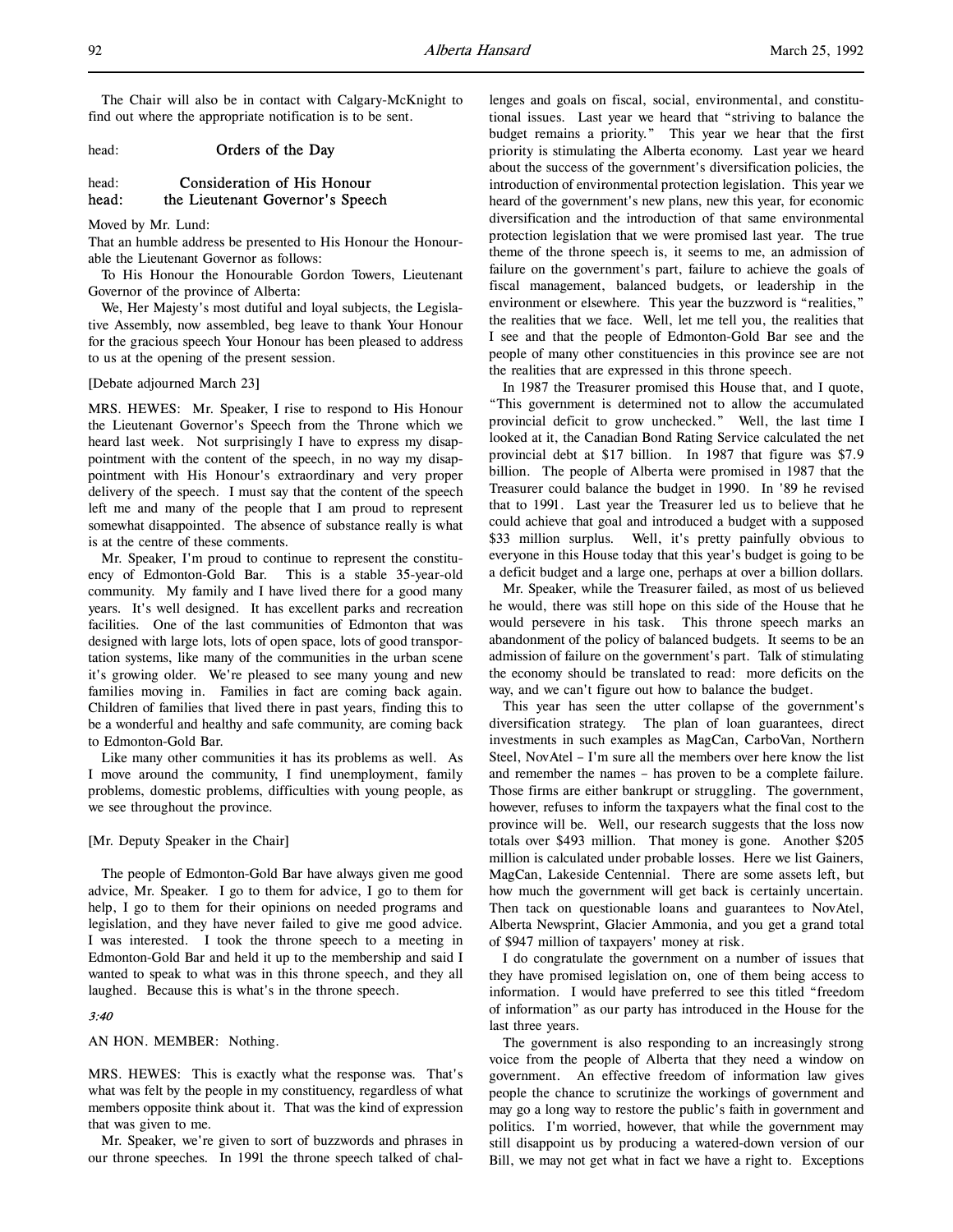The Chair will also be in contact with Calgary-McKnight to find out where the appropriate notification is to be sent.

head: **Orders of the Day**

head: **Consideration of His Honour**
head: **the Lieutenant Governor's Speech**

Moved by Mr. Lund:
That an humble address be presented to His Honour the Honourable the Lieutenant Governor as follows:

To His Honour the Honourable Gordon Towers, Lieutenant Governor of the province of Alberta:

We, Her Majesty's most dutiful and loyal subjects, the Legislative Assembly, now assembled, beg leave to thank Your Honour for the gracious speech Your Honour has been pleased to address to us at the opening of the present session.

[Debate adjourned March 23]

MRS. HEWES: Mr. Speaker, I rise to respond to His Honour the Lieutenant Governor's Speech from the Throne which we heard last week. Not surprisingly I have to express my disappointment with the content of the speech, in no way my disappointment with His Honour's extraordinary and very proper delivery of the speech. I must say that the content of the speech left me and many of the people that I am proud to represent somewhat disappointed. The absence of substance really is what is at the centre of these comments.

Mr. Speaker, I'm proud to continue to represent the constituency of Edmonton-Gold Bar. This is a stable 35-year-old community. My family and I have lived there for a good many years. It's well designed. It has excellent parks and recreation facilities. One of the last communities of Edmonton that was designed with large lots, lots of open space, lots of good transportation systems, like many of the communities in the urban scene it's growing older. We're pleased to see many young and new families moving in. Families in fact are coming back again. Children of families that lived there in past years, finding this to be a wonderful and healthy and safe community, are coming back to Edmonton-Gold Bar.

Like many other communities it has its problems as well. As I move around the community, I find unemployment, family problems, domestic problems, difficulties with young people, as we see throughout the province.

[Mr. Deputy Speaker in the Chair]

The people of Edmonton-Gold Bar have always given me good advice, Mr. Speaker. I go to them for advice, I go to them for help, I go to them for their opinions on needed programs and legislation, and they have never failed to give me good advice. I was interested. I took the throne speech to a meeting in Edmonton-Gold Bar and held it up to the membership and said I wanted to speak to what was in this throne speech, and they all laughed. Because this is what's in the throne speech.

*3:40*

AN HON. MEMBER: Nothing.

MRS. HEWES: This is exactly what the response was. That's what was felt by the people in my constituency, regardless of what members opposite think about it. That was the kind of expression that was given to me.

Mr. Speaker, we're given to sort of buzzwords and phrases in our throne speeches. In 1991 the throne speech talked of challenges and goals on fiscal, social, environmental, and constitutional issues. Last year we heard that "striving to balance the budget remains a priority." This year we hear that the first priority is stimulating the Alberta economy. Last year we heard about the success of the government's diversification policies, the introduction of environmental protection legislation. This year we heard of the government's new plans, new this year, for economic diversification and the introduction of that same environmental protection legislation that we were promised last year. The true theme of the throne speech is, it seems to me, an admission of failure on the government's part, failure to achieve the goals of fiscal management, balanced budgets, or leadership in the environment or elsewhere. This year the buzzword is "realities," the realities that we face. Well, let me tell you, the realities that I see and that the people of Edmonton-Gold Bar see and the people of many other constituencies in this province see are not the realities that are expressed in this throne speech.

In 1987 the Treasurer promised this House that, and I quote, "This government is determined not to allow the accumulated provincial deficit to grow unchecked." Well, the last time I looked at it, the Canadian Bond Rating Service calculated the net provincial debt at $17 billion. In 1987 that figure was $7.9 billion. The people of Alberta were promised in 1987 that the Treasurer could balance the budget in 1990. In '89 he revised that to 1991. Last year the Treasurer led us to believe that he could achieve that goal and introduced a budget with a supposed $33 million surplus. Well, it's pretty painfully obvious to everyone in this House today that this year's budget is going to be a deficit budget and a large one, perhaps at over a billion dollars.

Mr. Speaker, while the Treasurer failed, as most of us believed he would, there was still hope on this side of the House that he would persevere in his task. This throne speech marks an abandonment of the policy of balanced budgets. It seems to be an admission of failure on the government's part. Talk of stimulating the economy should be translated to read: more deficits on the way, and we can't figure out how to balance the budget.

This year has seen the utter collapse of the government's diversification strategy. The plan of loan guarantees, direct investments in such examples as MagCan, CarboVan, Northern Steel, NovAtel – I'm sure all the members over here know the list and remember the names – has proven to be a complete failure. Those firms are either bankrupt or struggling. The government, however, refuses to inform the taxpayers what the final cost to the province will be. Well, our research suggests that the loss now totals over $493 million. That money is gone. Another $205 million is calculated under probable losses. Here we list Gainers, MagCan, Lakeside Centennial. There are some assets left, but how much the government will get back is certainly uncertain. Then tack on questionable loans and guarantees to NovAtel, Alberta Newsprint, Glacier Ammonia, and you get a grand total of $947 million of taxpayers' money at risk.

I do congratulate the government on a number of issues that they have promised legislation on, one of them being access to information. I would have preferred to see this titled "freedom of information" as our party has introduced in the House for the last three years.

The government is also responding to an increasingly strong voice from the people of Alberta that they need a window on government. An effective freedom of information law gives people the chance to scrutinize the workings of government and may go a long way to restore the public's faith in government and politics. I'm worried, however, that while the government may still disappoint us by producing a watered-down version of our Bill, we may not get what in fact we have a right to. Exceptions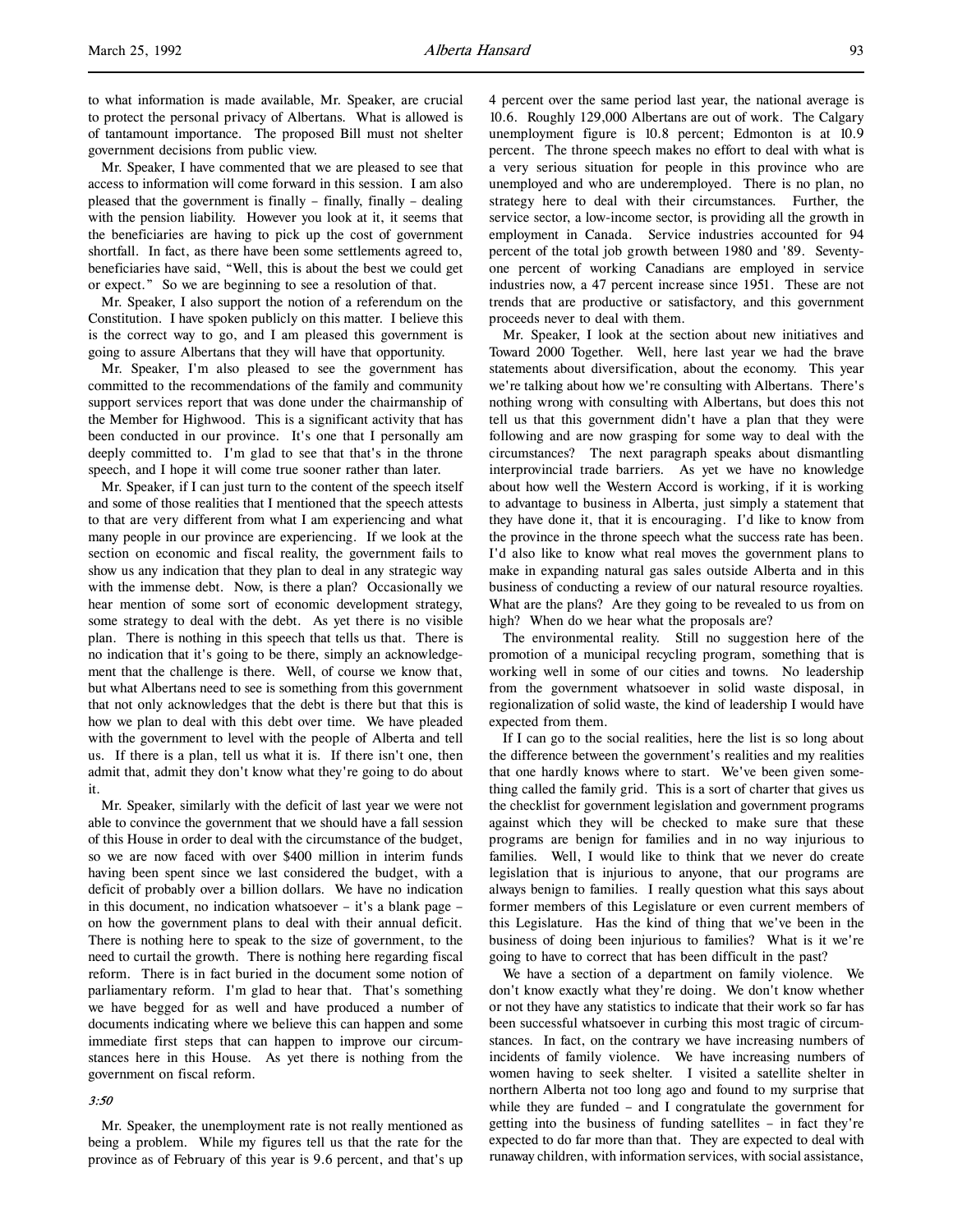to what information is made available, Mr. Speaker, are crucial to protect the personal privacy of Albertans. What is allowed is of tantamount importance. The proposed Bill must not shelter government decisions from public view.

Mr. Speaker, I have commented that we are pleased to see that access to information will come forward in this session. I am also pleased that the government is finally – finally, finally – dealing with the pension liability. However you look at it, it seems that the beneficiaries are having to pick up the cost of government shortfall. In fact, as there have been some settlements agreed to, beneficiaries have said, "Well, this is about the best we could get or expect." So we are beginning to see a resolution of that.

Mr. Speaker, I also support the notion of a referendum on the Constitution. I have spoken publicly on this matter. I believe this is the correct way to go, and I am pleased this government is going to assure Albertans that they will have that opportunity.

Mr. Speaker, I'm also pleased to see the government has committed to the recommendations of the family and community support services report that was done under the chairmanship of the Member for Highwood. This is a significant activity that has been conducted in our province. It's one that I personally am deeply committed to. I'm glad to see that that's in the throne speech, and I hope it will come true sooner rather than later.

Mr. Speaker, if I can just turn to the content of the speech itself and some of those realities that I mentioned that the speech attests to that are very different from what I am experiencing and what many people in our province are experiencing. If we look at the section on economic and fiscal reality, the government fails to show us any indication that they plan to deal in any strategic way with the immense debt. Now, is there a plan? Occasionally we hear mention of some sort of economic development strategy, some strategy to deal with the debt. As yet there is no visible plan. There is nothing in this speech that tells us that. There is no indication that it's going to be there, simply an acknowledgement that the challenge is there. Well, of course we know that, but what Albertans need to see is something from this government that not only acknowledges that the debt is there but that this is how we plan to deal with this debt over time. We have pleaded with the government to level with the people of Alberta and tell us. If there is a plan, tell us what it is. If there isn't one, then admit that, admit they don't know what they're going to do about it.

Mr. Speaker, similarly with the deficit of last year we were not able to convince the government that we should have a fall session of this House in order to deal with the circumstance of the budget, so we are now faced with over $400 million in interim funds having been spent since we last considered the budget, with a deficit of probably over a billion dollars. We have no indication in this document, no indication whatsoever – it's a blank page – on how the government plans to deal with their annual deficit. There is nothing here to speak to the size of government, to the need to curtail the growth. There is nothing here regarding fiscal reform. There is in fact buried in the document some notion of parliamentary reform. I'm glad to hear that. That's something we have begged for as well and have produced a number of documents indicating where we believe this can happen and some immediate first steps that can happen to improve our circumstances here in this House. As yet there is nothing from the government on fiscal reform.

*3:50*

Mr. Speaker, the unemployment rate is not really mentioned as being a problem. While my figures tell us that the rate for the province as of February of this year is 9.6 percent, and that's up 4 percent over the same period last year, the national average is 10.6. Roughly 129,000 Albertans are out of work. The Calgary unemployment figure is 10.8 percent; Edmonton is at 10.9 percent. The throne speech makes no effort to deal with what is a very serious situation for people in this province who are unemployed and who are underemployed. There is no plan, no strategy here to deal with their circumstances. Further, the service sector, a low-income sector, is providing all the growth in employment in Canada. Service industries accounted for 94 percent of the total job growth between 1980 and '89. Seventy-one percent of working Canadians are employed in service industries now, a 47 percent increase since 1951. These are not trends that are productive or satisfactory, and this government proceeds never to deal with them.

Mr. Speaker, I look at the section about new initiatives and Toward 2000 Together. Well, here last year we had the brave statements about diversification, about the economy. This year we're talking about how we're consulting with Albertans. There's nothing wrong with consulting with Albertans, but does this not tell us that this government didn't have a plan that they were following and are now grasping for some way to deal with the circumstances? The next paragraph speaks about dismantling interprovincial trade barriers. As yet we have no knowledge about how well the Western Accord is working, if it is working to advantage to business in Alberta, just simply a statement that they have done it, that it is encouraging. I'd like to know from the province in the throne speech what the success rate has been. I'd also like to know what real moves the government plans to make in expanding natural gas sales outside Alberta and in this business of conducting a review of our natural resource royalties. What are the plans? Are they going to be revealed to us from on high? When do we hear what the proposals are?

The environmental reality. Still no suggestion here of the promotion of a municipal recycling program, something that is working well in some of our cities and towns. No leadership from the government whatsoever in solid waste disposal, in regionalization of solid waste, the kind of leadership I would have expected from them.

If I can go to the social realities, here the list is so long about the difference between the government's realities and my realities that one hardly knows where to start. We've been given something called the family grid. This is a sort of charter that gives us the checklist for government legislation and government programs against which they will be checked to make sure that these programs are benign for families and in no way injurious to families. Well, I would like to think that we never do create legislation that is injurious to anyone, that our programs are always benign to families. I really question what this says about former members of this Legislature or even current members of this Legislature. Has the kind of thing that we've been in the business of doing been injurious to families? What is it we're going to have to correct that has been difficult in the past?

We have a section of a department on family violence. We don't know exactly what they're doing. We don't know whether or not they have any statistics to indicate that their work so far has been successful whatsoever in curbing this most tragic of circumstances. In fact, on the contrary we have increasing numbers of incidents of family violence. We have increasing numbers of women having to seek shelter. I visited a satellite shelter in northern Alberta not too long ago and found to my surprise that while they are funded – and I congratulate the government for getting into the business of funding satellites – in fact they're expected to do far more than that. They are expected to deal with runaway children, with information services, with social assistance,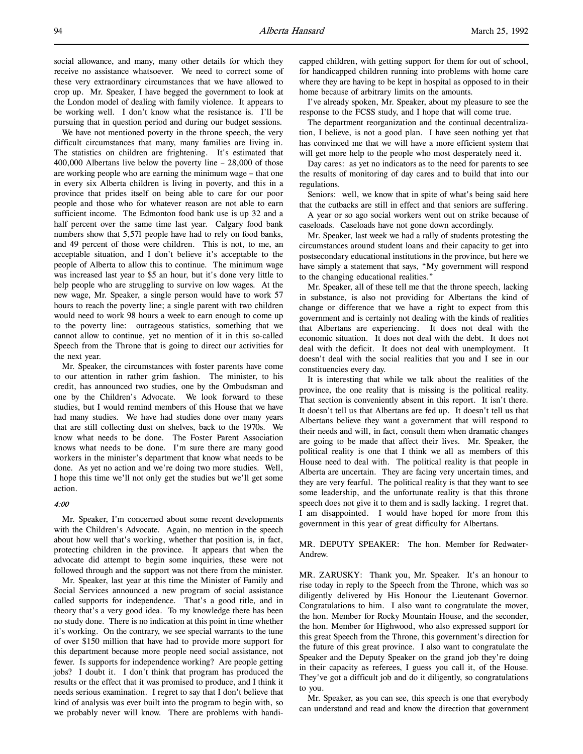social allowance, and many, many other details for which they receive no assistance whatsoever. We need to correct some of these very extraordinary circumstances that we have allowed to crop up. Mr. Speaker, I have begged the government to look at the London model of dealing with family violence. It appears to be working well. I don't know what the resistance is. I'll be pursuing that in question period and during our budget sessions.

We have not mentioned poverty in the throne speech, the very difficult circumstances that many, many families are living in. The statistics on children are frightening. It's estimated that 400,000 Albertans live below the poverty line – 28,000 of those are working people who are earning the minimum wage – that one in every six Alberta children is living in poverty, and this in a province that prides itself on being able to care for our poor people and those who for whatever reason are not able to earn sufficient income. The Edmonton food bank use is up 32 and a half percent over the same time last year. Calgary food bank numbers show that 5,571 people have had to rely on food banks, and 49 percent of those were children. This is not, to me, an acceptable situation, and I don't believe it's acceptable to the people of Alberta to allow this to continue. The minimum wage was increased last year to $5 an hour, but it's done very little to help people who are struggling to survive on low wages. At the new wage, Mr. Speaker, a single person would have to work 57 hours to reach the poverty line; a single parent with two children would need to work 98 hours a week to earn enough to come up to the poverty line: outrageous statistics, something that we cannot allow to continue, yet no mention of it in this so-called Speech from the Throne that is going to direct our activities for the next year.

Mr. Speaker, the circumstances with foster parents have come to our attention in rather grim fashion. The minister, to his credit, has announced two studies, one by the Ombudsman and one by the Children's Advocate. We look forward to these studies, but I would remind members of this House that we have had many studies. We have had studies done over many years that are still collecting dust on shelves, back to the 1970s. We know what needs to be done. The Foster Parent Association knows what needs to be done. I'm sure there are many good workers in the minister's department that know what needs to be done. As yet no action and we're doing two more studies. Well, I hope this time we'll not only get the studies but we'll get some action.

*4:00*

Mr. Speaker, I'm concerned about some recent developments with the Children's Advocate. Again, no mention in the speech about how well that's working, whether that position is, in fact, protecting children in the province. It appears that when the advocate did attempt to begin some inquiries, these were not followed through and the support was not there from the minister.

Mr. Speaker, last year at this time the Minister of Family and Social Services announced a new program of social assistance called supports for independence. That's a good title, and in theory that's a very good idea. To my knowledge there has been no study done. There is no indication at this point in time whether it's working. On the contrary, we see special warrants to the tune of over $150 million that have had to provide more support for this department because more people need social assistance, not fewer. Is supports for independence working? Are people getting jobs? I doubt it. I don't think that program has produced the results or the effect that it was promised to produce, and I think it needs serious examination. I regret to say that I don't believe that kind of analysis was ever built into the program to begin with, so we probably never will know. There are problems with handicapped children, with getting support for them for out of school, for handicapped children running into problems with home care where they are having to be kept in hospital as opposed to in their home because of arbitrary limits on the amounts.

I've already spoken, Mr. Speaker, about my pleasure to see the response to the FCSS study, and I hope that will come true.

The department reorganization and the continual decentralization, I believe, is not a good plan. I have seen nothing yet that has convinced me that we will have a more efficient system that will get more help to the people who most desperately need it.

Day cares: as yet no indicators as to the need for parents to see the results of monitoring of day cares and to build that into our regulations.

Seniors: well, we know that in spite of what's being said here that the cutbacks are still in effect and that seniors are suffering.

A year or so ago social workers went out on strike because of caseloads. Caseloads have not gone down accordingly.

Mr. Speaker, last week we had a rally of students protesting the circumstances around student loans and their capacity to get into postsecondary educational institutions in the province, but here we have simply a statement that says, "My government will respond to the changing educational realities."

Mr. Speaker, all of these tell me that the throne speech, lacking in substance, is also not providing for Albertans the kind of change or difference that we have a right to expect from this government and is certainly not dealing with the kinds of realities that Albertans are experiencing. It does not deal with the economic situation. It does not deal with the debt. It does not deal with the deficit. It does not deal with unemployment. It doesn't deal with the social realities that you and I see in our constituencies every day.

It is interesting that while we talk about the realities of the province, the one reality that is missing is the political reality. That section is conveniently absent in this report. It isn't there. It doesn't tell us that Albertans are fed up. It doesn't tell us that Albertans believe they want a government that will respond to their needs and will, in fact, consult them when dramatic changes are going to be made that affect their lives. Mr. Speaker, the political reality is one that I think we all as members of this House need to deal with. The political reality is that people in Alberta are uncertain. They are facing very uncertain times, and they are very fearful. The political reality is that they want to see some leadership, and the unfortunate reality is that this throne speech does not give it to them and is sadly lacking. I regret that. I am disappointed. I would have hoped for more from this government in this year of great difficulty for Albertans.

MR. DEPUTY SPEAKER: The hon. Member for Redwater-Andrew.

MR. ZARUSKY: Thank you, Mr. Speaker. It's an honour to rise today in reply to the Speech from the Throne, which was so diligently delivered by His Honour the Lieutenant Governor. Congratulations to him. I also want to congratulate the mover, the hon. Member for Rocky Mountain House, and the seconder, the hon. Member for Highwood, who also expressed support for this great Speech from the Throne, this government's direction for the future of this great province. I also want to congratulate the Speaker and the Deputy Speaker on the grand job they're doing in their capacity as referees, I guess you call it, of the House. They've got a difficult job and do it diligently, so congratulations to you.

Mr. Speaker, as you can see, this speech is one that everybody can understand and read and know the direction that government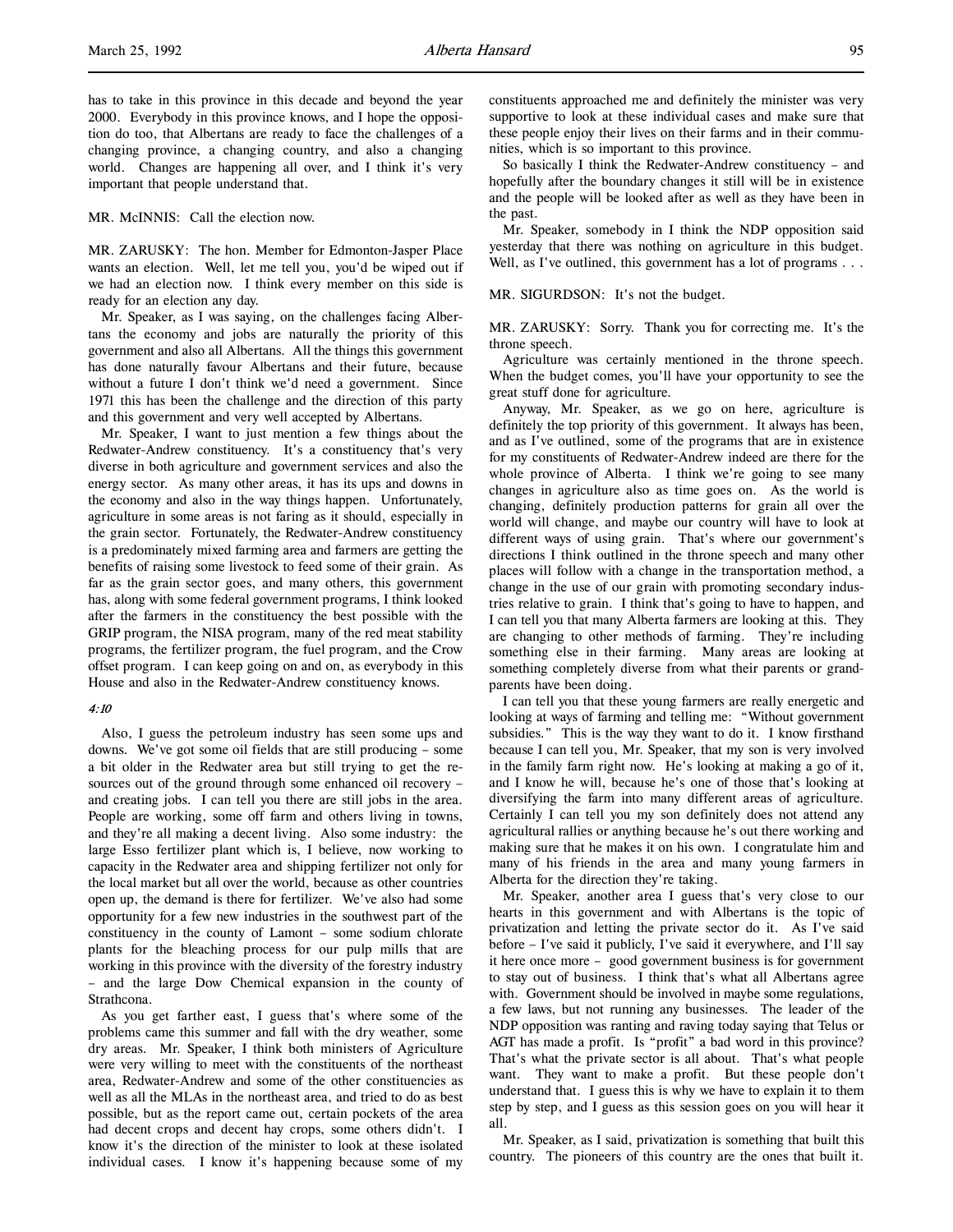has to take in this province in this decade and beyond the year 2000. Everybody in this province knows, and I hope the opposition do too, that Albertans are ready to face the challenges of a changing province, a changing country, and also a changing world. Changes are happening all over, and I think it's very important that people understand that.

MR. McINNIS: Call the election now.

MR. ZARUSKY: The hon. Member for Edmonton-Jasper Place wants an election. Well, let me tell you, you'd be wiped out if we had an election now. I think every member on this side is ready for an election any day.

Mr. Speaker, as I was saying, on the challenges facing Albertans the economy and jobs are naturally the priority of this government and also all Albertans. All the things this government has done naturally favour Albertans and their future, because without a future I don't think we'd need a government. Since 1971 this has been the challenge and the direction of this party and this government and very well accepted by Albertans.

Mr. Speaker, I want to just mention a few things about the Redwater-Andrew constituency. It's a constituency that's very diverse in both agriculture and government services and also the energy sector. As many other areas, it has its ups and downs in the economy and also in the way things happen. Unfortunately, agriculture in some areas is not faring as it should, especially in the grain sector. Fortunately, the Redwater-Andrew constituency is a predominately mixed farming area and farmers are getting the benefits of raising some livestock to feed some of their grain. As far as the grain sector goes, and many others, this government has, along with some federal government programs, I think looked after the farmers in the constituency the best possible with the GRIP program, the NISA program, many of the red meat stability programs, the fertilizer program, the fuel program, and the Crow offset program. I can keep going on and on, as everybody in this House and also in the Redwater-Andrew constituency knows.

*4:10*

Also, I guess the petroleum industry has seen some ups and downs. We've got some oil fields that are still producing – some a bit older in the Redwater area but still trying to get the resources out of the ground through some enhanced oil recovery – and creating jobs. I can tell you there are still jobs in the area. People are working, some off farm and others living in towns, and they're all making a decent living. Also some industry: the large Esso fertilizer plant which is, I believe, now working to capacity in the Redwater area and shipping fertilizer not only for the local market but all over the world, because as other countries open up, the demand is there for fertilizer. We've also had some opportunity for a few new industries in the southwest part of the constituency in the county of Lamont – some sodium chlorate plants for the bleaching process for our pulp mills that are working in this province with the diversity of the forestry industry – and the large Dow Chemical expansion in the county of Strathcona.

As you get farther east, I guess that's where some of the problems came this summer and fall with the dry weather, some dry areas. Mr. Speaker, I think both ministers of Agriculture were very willing to meet with the constituents of the northeast area, Redwater-Andrew and some of the other constituencies as well as all the MLAs in the northeast area, and tried to do as best possible, but as the report came out, certain pockets of the area had decent crops and decent hay crops, some others didn't. I know it's the direction of the minister to look at these isolated individual cases. I know it's happening because some of my constituents approached me and definitely the minister was very supportive to look at these individual cases and make sure that these people enjoy their lives on their farms and in their communities, which is so important to this province.

So basically I think the Redwater-Andrew constituency – and hopefully after the boundary changes it still will be in existence and the people will be looked after as well as they have been in the past.

Mr. Speaker, somebody in I think the NDP opposition said yesterday that there was nothing on agriculture in this budget. Well, as I've outlined, this government has a lot of programs . . .

MR. SIGURDSON: It's not the budget.

MR. ZARUSKY: Sorry. Thank you for correcting me. It's the throne speech.

Agriculture was certainly mentioned in the throne speech. When the budget comes, you'll have your opportunity to see the great stuff done for agriculture.

Anyway, Mr. Speaker, as we go on here, agriculture is definitely the top priority of this government. It always has been, and as I've outlined, some of the programs that are in existence for my constituents of Redwater-Andrew indeed are there for the whole province of Alberta. I think we're going to see many changes in agriculture also as time goes on. As the world is changing, definitely production patterns for grain all over the world will change, and maybe our country will have to look at different ways of using grain. That's where our government's directions I think outlined in the throne speech and many other places will follow with a change in the transportation method, a change in the use of our grain with promoting secondary industries relative to grain. I think that's going to have to happen, and I can tell you that many Alberta farmers are looking at this. They are changing to other methods of farming. They're including something else in their farming. Many areas are looking at something completely diverse from what their parents or grandparents have been doing.

I can tell you that these young farmers are really energetic and looking at ways of farming and telling me: "Without government subsidies." This is the way they want to do it. I know firsthand because I can tell you, Mr. Speaker, that my son is very involved in the family farm right now. He's looking at making a go of it, and I know he will, because he's one of those that's looking at diversifying the farm into many different areas of agriculture. Certainly I can tell you my son definitely does not attend any agricultural rallies or anything because he's out there working and making sure that he makes it on his own. I congratulate him and many of his friends in the area and many young farmers in Alberta for the direction they're taking.

Mr. Speaker, another area I guess that's very close to our hearts in this government and with Albertans is the topic of privatization and letting the private sector do it. As I've said before – I've said it publicly, I've said it everywhere, and I'll say it here once more – good government business is for government to stay out of business. I think that's what all Albertans agree with. Government should be involved in maybe some regulations, a few laws, but not running any businesses. The leader of the NDP opposition was ranting and raving today saying that Telus or AGT has made a profit. Is "profit" a bad word in this province? That's what the private sector is all about. That's what people want. They want to make a profit. But these people don't understand that. I guess this is why we have to explain it to them step by step, and I guess as this session goes on you will hear it all.

Mr. Speaker, as I said, privatization is something that built this country. The pioneers of this country are the ones that built it.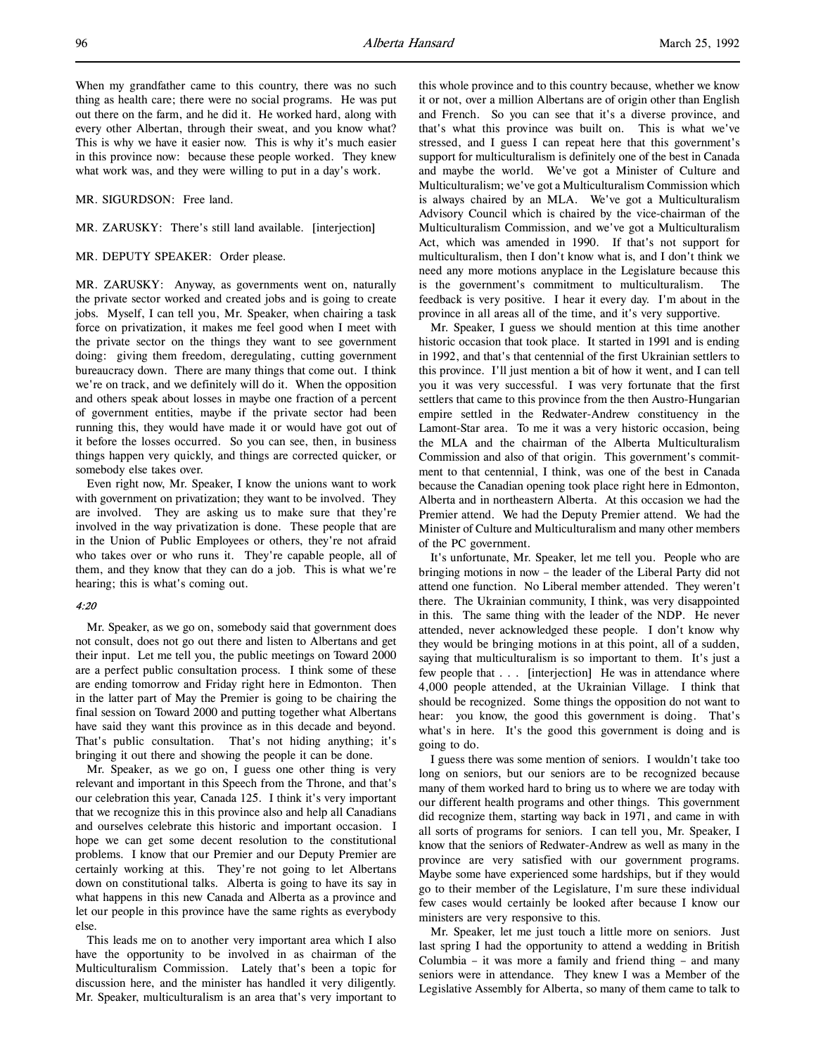When my grandfather came to this country, there was no such thing as health care; there were no social programs. He was put out there on the farm, and he did it. He worked hard, along with every other Albertan, through their sweat, and you know what? This is why we have it easier now. This is why it's much easier in this province now: because these people worked. They knew what work was, and they were willing to put in a day's work.

MR. SIGURDSON: Free land.

MR. ZARUSKY: There's still land available. [interjection]

MR. DEPUTY SPEAKER: Order please.

MR. ZARUSKY: Anyway, as governments went on, naturally the private sector worked and created jobs and is going to create jobs. Myself, I can tell you, Mr. Speaker, when chairing a task force on privatization, it makes me feel good when I meet with the private sector on the things they want to see government doing: giving them freedom, deregulating, cutting government bureaucracy down. There are many things that come out. I think we're on track, and we definitely will do it. When the opposition and others speak about losses in maybe one fraction of a percent of government entities, maybe if the private sector had been running this, they would have made it or would have got out of it before the losses occurred. So you can see, then, in business things happen very quickly, and things are corrected quicker, or somebody else takes over.

Even right now, Mr. Speaker, I know the unions want to work with government on privatization; they want to be involved. They are involved. They are asking us to make sure that they're involved in the way privatization is done. These people that are in the Union of Public Employees or others, they're not afraid who takes over or who runs it. They're capable people, all of them, and they know that they can do a job. This is what we're hearing; this is what's coming out.

*4:20*

Mr. Speaker, as we go on, somebody said that government does not consult, does not go out there and listen to Albertans and get their input. Let me tell you, the public meetings on Toward 2000 are a perfect public consultation process. I think some of these are ending tomorrow and Friday right here in Edmonton. Then in the latter part of May the Premier is going to be chairing the final session on Toward 2000 and putting together what Albertans have said they want this province as in this decade and beyond. That's public consultation. That's not hiding anything; it's bringing it out there and showing the people it can be done.

Mr. Speaker, as we go on, I guess one other thing is very relevant and important in this Speech from the Throne, and that's our celebration this year, Canada 125. I think it's very important that we recognize this in this province also and help all Canadians and ourselves celebrate this historic and important occasion. I hope we can get some decent resolution to the constitutional problems. I know that our Premier and our Deputy Premier are certainly working at this. They're not going to let Albertans down on constitutional talks. Alberta is going to have its say in what happens in this new Canada and Alberta as a province and let our people in this province have the same rights as everybody else.

This leads me on to another very important area which I also have the opportunity to be involved in as chairman of the Multiculturalism Commission. Lately that's been a topic for discussion here, and the minister has handled it very diligently. Mr. Speaker, multiculturalism is an area that's very important to this whole province and to this country because, whether we know it or not, over a million Albertans are of origin other than English and French. So you can see that it's a diverse province, and that's what this province was built on. This is what we've stressed, and I guess I can repeat here that this government's support for multiculturalism is definitely one of the best in Canada and maybe the world. We've got a Minister of Culture and Multiculturalism; we've got a Multiculturalism Commission which is always chaired by an MLA. We've got a Multiculturalism Advisory Council which is chaired by the vice-chairman of the Multiculturalism Commission, and we've got a Multiculturalism Act, which was amended in 1990. If that's not support for multiculturalism, then I don't know what is, and I don't think we need any more motions anyplace in the Legislature because this is the government's commitment to multiculturalism. The feedback is very positive. I hear it every day. I'm about in the province in all areas all of the time, and it's very supportive.

Mr. Speaker, I guess we should mention at this time another historic occasion that took place. It started in 1991 and is ending in 1992, and that's that centennial of the first Ukrainian settlers to this province. I'll just mention a bit of how it went, and I can tell you it was very successful. I was very fortunate that the first settlers that came to this province from the then Austro-Hungarian empire settled in the Redwater-Andrew constituency in the Lamont-Star area. To me it was a very historic occasion, being the MLA and the chairman of the Alberta Multiculturalism Commission and also of that origin. This government's commitment to that centennial, I think, was one of the best in Canada because the Canadian opening took place right here in Edmonton, Alberta and in northeastern Alberta. At this occasion we had the Premier attend. We had the Deputy Premier attend. We had the Minister of Culture and Multiculturalism and many other members of the PC government.

It's unfortunate, Mr. Speaker, let me tell you. People who are bringing motions in now – the leader of the Liberal Party did not attend one function. No Liberal member attended. They weren't there. The Ukrainian community, I think, was very disappointed in this. The same thing with the leader of the NDP. He never attended, never acknowledged these people. I don't know why they would be bringing motions in at this point, all of a sudden, saying that multiculturalism is so important to them. It's just a few people that . . . [interjection] He was in attendance where 4,000 people attended, at the Ukrainian Village. I think that should be recognized. Some things the opposition do not want to hear: you know, the good this government is doing. That's what's in here. It's the good this government is doing and is going to do.

I guess there was some mention of seniors. I wouldn't take too long on seniors, but our seniors are to be recognized because many of them worked hard to bring us to where we are today with our different health programs and other things. This government did recognize them, starting way back in 1971, and came in with all sorts of programs for seniors. I can tell you, Mr. Speaker, I know that the seniors of Redwater-Andrew as well as many in the province are very satisfied with our government programs. Maybe some have experienced some hardships, but if they would go to their member of the Legislature, I'm sure these individual few cases would certainly be looked after because I know our ministers are very responsive to this.

Mr. Speaker, let me just touch a little more on seniors. Just last spring I had the opportunity to attend a wedding in British Columbia – it was more a family and friend thing – and many seniors were in attendance. They knew I was a Member of the Legislative Assembly for Alberta, so many of them came to talk to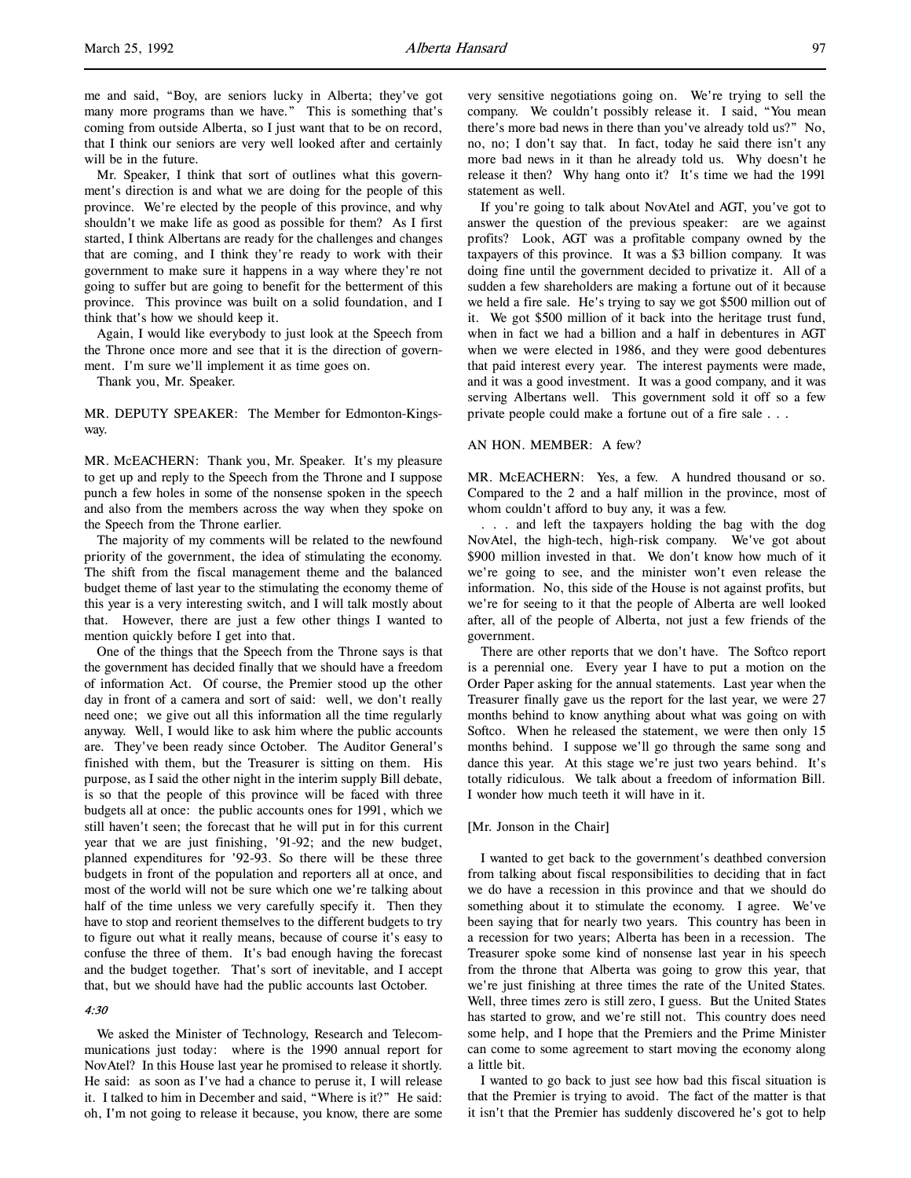me and said, "Boy, are seniors lucky in Alberta; they've got many more programs than we have." This is something that's coming from outside Alberta, so I just want that to be on record, that I think our seniors are very well looked after and certainly will be in the future.

Mr. Speaker, I think that sort of outlines what this government's direction is and what we are doing for the people of this province. We're elected by the people of this province, and why shouldn't we make life as good as possible for them? As I first started, I think Albertans are ready for the challenges and changes that are coming, and I think they're ready to work with their government to make sure it happens in a way where they're not going to suffer but are going to benefit for the betterment of this province. This province was built on a solid foundation, and I think that's how we should keep it.

Again, I would like everybody to just look at the Speech from the Throne once more and see that it is the direction of government. I'm sure we'll implement it as time goes on.

Thank you, Mr. Speaker.

MR. DEPUTY SPEAKER: The Member for Edmonton-Kingsway.

MR. McEACHERN: Thank you, Mr. Speaker. It's my pleasure to get up and reply to the Speech from the Throne and I suppose punch a few holes in some of the nonsense spoken in the speech and also from the members across the way when they spoke on the Speech from the Throne earlier.

The majority of my comments will be related to the newfound priority of the government, the idea of stimulating the economy. The shift from the fiscal management theme and the balanced budget theme of last year to the stimulating the economy theme of this year is a very interesting switch, and I will talk mostly about that. However, there are just a few other things I wanted to mention quickly before I get into that.

One of the things that the Speech from the Throne says is that the government has decided finally that we should have a freedom of information Act. Of course, the Premier stood up the other day in front of a camera and sort of said: well, we don't really need one; we give out all this information all the time regularly anyway. Well, I would like to ask him where the public accounts are. They've been ready since October. The Auditor General's finished with them, but the Treasurer is sitting on them. His purpose, as I said the other night in the interim supply Bill debate, is so that the people of this province will be faced with three budgets all at once: the public accounts ones for 1991, which we still haven't seen; the forecast that he will put in for this current year that we are just finishing, '91-92; and the new budget, planned expenditures for '92-93. So there will be these three budgets in front of the population and reporters all at once, and most of the world will not be sure which one we're talking about half of the time unless we very carefully specify it. Then they have to stop and reorient themselves to the different budgets to try to figure out what it really means, because of course it's easy to confuse the three of them. It's bad enough having the forecast and the budget together. That's sort of inevitable, and I accept that, but we should have had the public accounts last October.

*4:30*

We asked the Minister of Technology, Research and Telecommunications just today: where is the 1990 annual report for NovAtel? In this House last year he promised to release it shortly. He said: as soon as I've had a chance to peruse it, I will release it. I talked to him in December and said, "Where is it?" He said: oh, I'm not going to release it because, you know, there are some very sensitive negotiations going on. We're trying to sell the company. We couldn't possibly release it. I said, "You mean there's more bad news in there than you've already told us?" No, no, no; I don't say that. In fact, today he said there isn't any more bad news in it than he already told us. Why doesn't he release it then? Why hang onto it? It's time we had the 1991 statement as well.

If you're going to talk about NovAtel and AGT, you've got to answer the question of the previous speaker: are we against profits? Look, AGT was a profitable company owned by the taxpayers of this province. It was a $3 billion company. It was doing fine until the government decided to privatize it. All of a sudden a few shareholders are making a fortune out of it because we held a fire sale. He's trying to say we got $500 million out of it. We got $500 million of it back into the heritage trust fund, when in fact we had a billion and a half in debentures in AGT when we were elected in 1986, and they were good debentures that paid interest every year. The interest payments were made, and it was a good investment. It was a good company, and it was serving Albertans well. This government sold it off so a few private people could make a fortune out of a fire sale . . .

AN HON. MEMBER: A few?

MR. McEACHERN: Yes, a few. A hundred thousand or so. Compared to the 2 and a half million in the province, most of whom couldn't afford to buy any, it was a few.

. . . and left the taxpayers holding the bag with the dog NovAtel, the high-tech, high-risk company. We've got about $900 million invested in that. We don't know how much of it we're going to see, and the minister won't even release the information. No, this side of the House is not against profits, but we're for seeing to it that the people of Alberta are well looked after, all of the people of Alberta, not just a few friends of the government.

There are other reports that we don't have. The Softco report is a perennial one. Every year I have to put a motion on the Order Paper asking for the annual statements. Last year when the Treasurer finally gave us the report for the last year, we were 27 months behind to know anything about what was going on with Softco. When he released the statement, we were then only 15 months behind. I suppose we'll go through the same song and dance this year. At this stage we're just two years behind. It's totally ridiculous. We talk about a freedom of information Bill. I wonder how much teeth it will have in it.

[Mr. Jonson in the Chair]

I wanted to get back to the government's deathbed conversion from talking about fiscal responsibilities to deciding that in fact we do have a recession in this province and that we should do something about it to stimulate the economy. I agree. We've been saying that for nearly two years. This country has been in a recession for two years; Alberta has been in a recession. The Treasurer spoke some kind of nonsense last year in his speech from the throne that Alberta was going to grow this year, that we're just finishing at three times the rate of the United States. Well, three times zero is still zero, I guess. But the United States has started to grow, and we're still not. This country does need some help, and I hope that the Premiers and the Prime Minister can come to some agreement to start moving the economy along a little bit.

I wanted to go back to just see how bad this fiscal situation is that the Premier is trying to avoid. The fact of the matter is that it isn't that the Premier has suddenly discovered he's got to help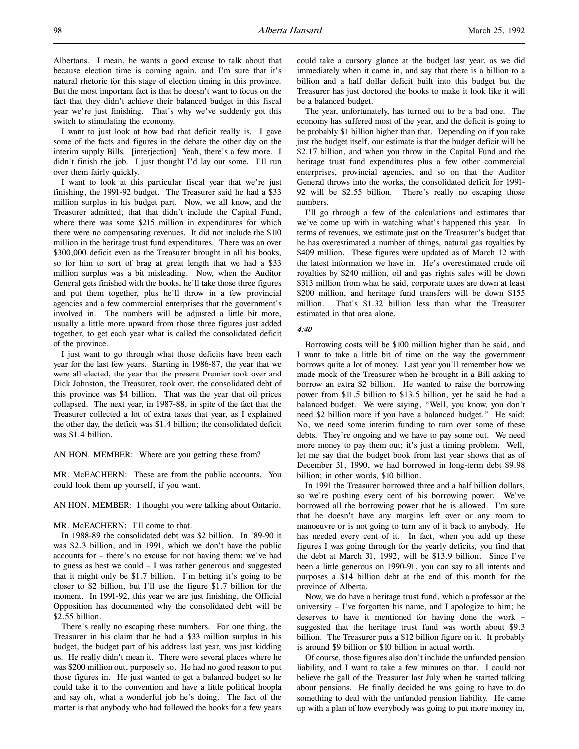Albertans. I mean, he wants a good excuse to talk about that because election time is coming again, and I'm sure that it's natural rhetoric for this stage of election timing in this province. But the most important fact is that he doesn't want to focus on the fact that they didn't achieve their balanced budget in this fiscal year we're just finishing. That's why we've suddenly got this switch to stimulating the economy.

I want to just look at how bad that deficit really is. I gave some of the facts and figures in the debate the other day on the interim supply Bills. [interjection] Yeah, there's a few more. I didn't finish the job. I just thought I'd lay out some. I'll run over them fairly quickly.

I want to look at this particular fiscal year that we're just finishing, the 1991-92 budget. The Treasurer said he had a $33 million surplus in his budget part. Now, we all know, and the Treasurer admitted, that that didn't include the Capital Fund, where there was some $215 million in expenditures for which there were no compensating revenues. It did not include the $110 million in the heritage trust fund expenditures. There was an over $300,000 deficit even as the Treasurer brought in all his books, so for him to sort of brag at great length that we had a $33 million surplus was a bit misleading. Now, when the Auditor General gets finished with the books, he'll take those three figures and put them together, plus he'll throw in a few provincial agencies and a few commercial enterprises that the government's involved in. The numbers will be adjusted a little bit more, usually a little more upward from those three figures just added together, to get each year what is called the consolidated deficit of the province.

I just want to go through what those deficits have been each year for the last few years. Starting in 1986-87, the year that we were all elected, the year that the present Premier took over and Dick Johnston, the Treasurer, took over, the consolidated debt of this province was $4 billion. That was the year that oil prices collapsed. The next year, in 1987-88, in spite of the fact that the Treasurer collected a lot of extra taxes that year, as I explained the other day, the deficit was $1.4 billion; the consolidated deficit was $1.4 billion.

AN HON. MEMBER: Where are you getting these from?

MR. McEACHERN: These are from the public accounts. You could look them up yourself, if you want.

AN HON. MEMBER: I thought you were talking about Ontario.

MR. McEACHERN: I'll come to that.

In 1988-89 the consolidated debt was $2 billion. In '89-90 it was $2.3 billion, and in 1991, which we don't have the public accounts for – there's no excuse for not having them; we've had to guess as best we could – I was rather generous and suggested that it might only be $1.7 billion. I'm betting it's going to be closer to $2 billion, but I'll use the figure $1.7 billion for the moment. In 1991-92, this year we are just finishing, the Official Opposition has documented why the consolidated debt will be $2.55 billion.

There's really no escaping these numbers. For one thing, the Treasurer in his claim that he had a $33 million surplus in his budget, the budget part of his address last year, was just kidding us. He really didn't mean it. There were several places where he was $200 million out, purposely so. He had no good reason to put those figures in. He just wanted to get a balanced budget so he could take it to the convention and have a little political hoopla and say oh, what a wonderful job he's doing. The fact of the matter is that anybody who had followed the books for a few years could take a cursory glance at the budget last year, as we did immediately when it came in, and say that there is a billion to a billion and a half dollar deficit built into this budget but the Treasurer has just doctored the books to make it look like it will be a balanced budget.

The year, unfortunately, has turned out to be a bad one. The economy has suffered most of the year, and the deficit is going to be probably $1 billion higher than that. Depending on if you take just the budget itself, our estimate is that the budget deficit will be $2.17 billion, and when you throw in the Capital Fund and the heritage trust fund expenditures plus a few other commercial enterprises, provincial agencies, and so on that the Auditor General throws into the works, the consolidated deficit for 1991-92 will be $2.55 billion. There's really no escaping those numbers.

I'll go through a few of the calculations and estimates that we've come up with in watching what's happened this year. In terms of revenues, we estimate just on the Treasurer's budget that he has overestimated a number of things, natural gas royalties by $409 million. These figures were updated as of March 12 with the latest information we have in. He's overestimated crude oil royalties by $240 million, oil and gas rights sales will be down $313 million from what he said, corporate taxes are down at least $200 million, and heritage fund transfers will be down $155 million. That's $1.32 billion less than what the Treasurer estimated in that area alone.

*4:40*

Borrowing costs will be $100 million higher than he said, and I want to take a little bit of time on the way the government borrows quite a lot of money. Last year you'll remember how we made mock of the Treasurer when he brought in a Bill asking to borrow an extra $2 billion. He wanted to raise the borrowing power from $11.5 billion to $13.5 billion, yet he said he had a balanced budget. We were saying, "Well, you know, you don't need $2 billion more if you have a balanced budget." He said: No, we need some interim funding to turn over some of these debts. They're ongoing and we have to pay some out. We need more money to pay them out; it's just a timing problem. Well, let me say that the budget book from last year shows that as of December 31, 1990, we had borrowed in long-term debt $9.98 billion; in other words, $10 billion.

In 1991 the Treasurer borrowed three and a half billion dollars, so we're pushing every cent of his borrowing power. We've borrowed all the borrowing power that he is allowed. I'm sure that he doesn't have any margins left over or any room to manoeuvre or is not going to turn any of it back to anybody. He has needed every cent of it. In fact, when you add up these figures I was going through for the yearly deficits, you find that the debt at March 31, 1992, will be $13.9 billion. Since I've been a little generous on 1990-91, you can say to all intents and purposes a $14 billion debt at the end of this month for the province of Alberta.

Now, we do have a heritage trust fund, which a professor at the university – I've forgotten his name, and I apologize to him; he deserves to have it mentioned for having done the work – suggested that the heritage trust fund was worth about $9.3 billion. The Treasurer puts a $12 billion figure on it. It probably is around $9 billion or $10 billion in actual worth.

Of course, those figures also don't include the unfunded pension liability, and I want to take a few minutes on that. I could not believe the gall of the Treasurer last July when he started talking about pensions. He finally decided he was going to have to do something to deal with the unfunded pension liability. He came up with a plan of how everybody was going to put more money in,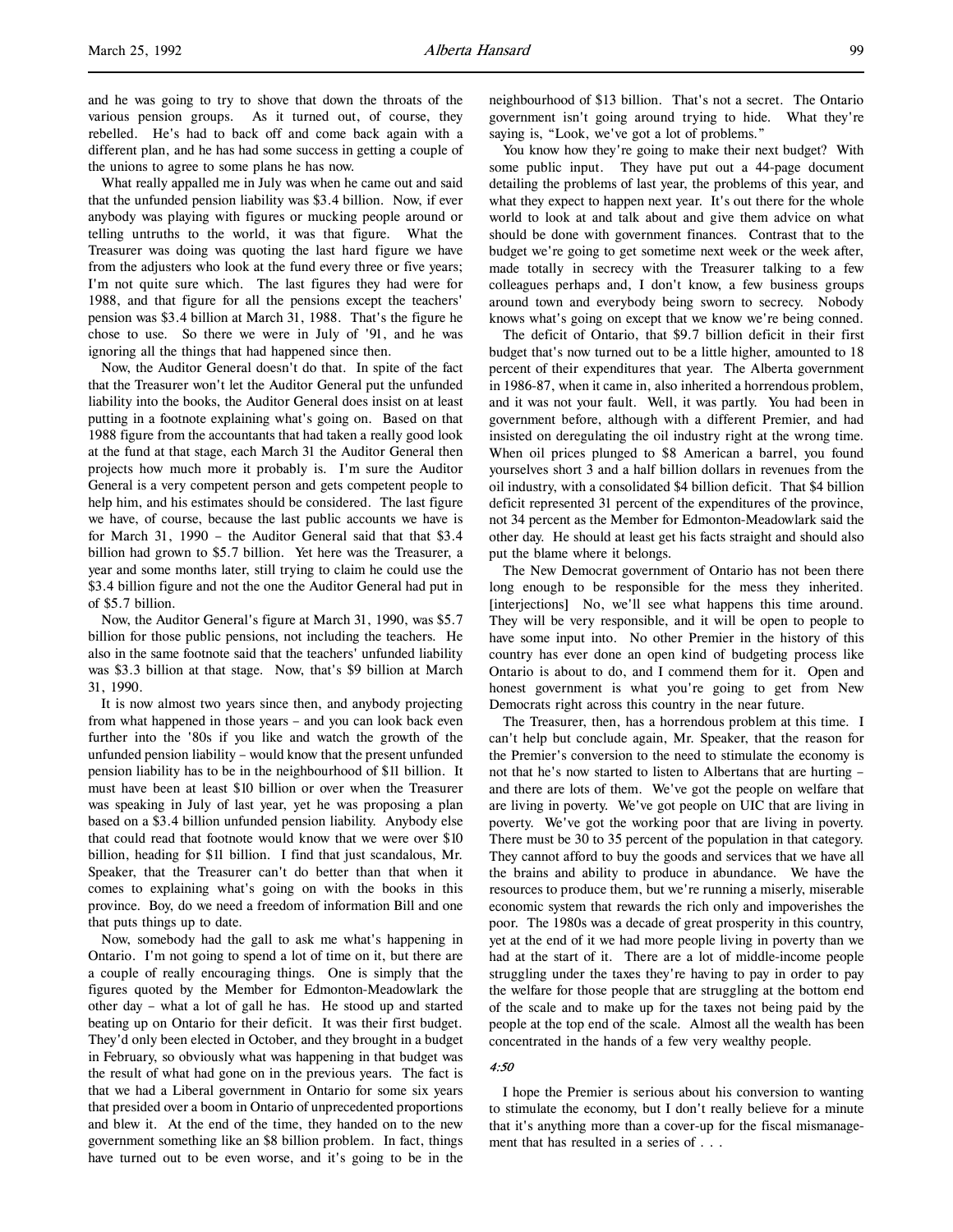and he was going to try to shove that down the throats of the various pension groups. As it turned out, of course, they rebelled. He's had to back off and come back again with a different plan, and he has had some success in getting a couple of the unions to agree to some plans he has now.

What really appalled me in July was when he came out and said that the unfunded pension liability was $3.4 billion. Now, if ever anybody was playing with figures or mucking people around or telling untruths to the world, it was that figure. What the Treasurer was doing was quoting the last hard figure we have from the adjusters who look at the fund every three or five years; I'm not quite sure which. The last figures they had were for 1988, and that figure for all the pensions except the teachers' pension was $3.4 billion at March 31, 1988. That's the figure he chose to use. So there we were in July of '91, and he was ignoring all the things that had happened since then.

Now, the Auditor General doesn't do that. In spite of the fact that the Treasurer won't let the Auditor General put the unfunded liability into the books, the Auditor General does insist on at least putting in a footnote explaining what's going on. Based on that 1988 figure from the accountants that had taken a really good look at the fund at that stage, each March 31 the Auditor General then projects how much more it probably is. I'm sure the Auditor General is a very competent person and gets competent people to help him, and his estimates should be considered. The last figure we have, of course, because the last public accounts we have is for March 31, 1990 – the Auditor General said that that $3.4 billion had grown to $5.7 billion. Yet here was the Treasurer, a year and some months later, still trying to claim he could use the $3.4 billion figure and not the one the Auditor General had put in of $5.7 billion.

Now, the Auditor General's figure at March 31, 1990, was $5.7 billion for those public pensions, not including the teachers. He also in the same footnote said that the teachers' unfunded liability was $3.3 billion at that stage. Now, that's $9 billion at March 31, 1990.

It is now almost two years since then, and anybody projecting from what happened in those years – and you can look back even further into the '80s if you like and watch the growth of the unfunded pension liability – would know that the present unfunded pension liability has to be in the neighbourhood of $11 billion. It must have been at least $10 billion or over when the Treasurer was speaking in July of last year, yet he was proposing a plan based on a $3.4 billion unfunded pension liability. Anybody else that could read that footnote would know that we were over $10 billion, heading for $11 billion. I find that just scandalous, Mr. Speaker, that the Treasurer can't do better than that when it comes to explaining what's going on with the books in this province. Boy, do we need a freedom of information Bill and one that puts things up to date.

Now, somebody had the gall to ask me what's happening in Ontario. I'm not going to spend a lot of time on it, but there are a couple of really encouraging things. One is simply that the figures quoted by the Member for Edmonton-Meadowlark the other day – what a lot of gall he has. He stood up and started beating up on Ontario for their deficit. It was their first budget. They'd only been elected in October, and they brought in a budget in February, so obviously what was happening in that budget was the result of what had gone on in the previous years. The fact is that we had a Liberal government in Ontario for some six years that presided over a boom in Ontario of unprecedented proportions and blew it. At the end of the time, they handed on to the new government something like an $8 billion problem. In fact, things have turned out to be even worse, and it's going to be in the neighbourhood of $13 billion. That's not a secret. The Ontario government isn't going around trying to hide. What they're saying is, "Look, we've got a lot of problems."

You know how they're going to make their next budget? With some public input. They have put out a 44-page document detailing the problems of last year, the problems of this year, and what they expect to happen next year. It's out there for the whole world to look at and talk about and give them advice on what should be done with government finances. Contrast that to the budget we're going to get sometime next week or the week after, made totally in secrecy with the Treasurer talking to a few colleagues perhaps and, I don't know, a few business groups around town and everybody being sworn to secrecy. Nobody knows what's going on except that we know we're being conned.

The deficit of Ontario, that $9.7 billion deficit in their first budget that's now turned out to be a little higher, amounted to 18 percent of their expenditures that year. The Alberta government in 1986-87, when it came in, also inherited a horrendous problem, and it was not your fault. Well, it was partly. You had been in government before, although with a different Premier, and had insisted on deregulating the oil industry right at the wrong time. When oil prices plunged to $8 American a barrel, you found yourselves short 3 and a half billion dollars in revenues from the oil industry, with a consolidated $4 billion deficit. That $4 billion deficit represented 31 percent of the expenditures of the province, not 34 percent as the Member for Edmonton-Meadowlark said the other day. He should at least get his facts straight and should also put the blame where it belongs.

The New Democrat government of Ontario has not been there long enough to be responsible for the mess they inherited. [interjections] No, we'll see what happens this time around. They will be very responsible, and it will be open to people to have some input into. No other Premier in the history of this country has ever done an open kind of budgeting process like Ontario is about to do, and I commend them for it. Open and honest government is what you're going to get from New Democrats right across this country in the near future.

The Treasurer, then, has a horrendous problem at this time. I can't help but conclude again, Mr. Speaker, that the reason for the Premier's conversion to the need to stimulate the economy is not that he's now started to listen to Albertans that are hurting – and there are lots of them. We've got the people on welfare that are living in poverty. We've got people on UIC that are living in poverty. We've got the working poor that are living in poverty. There must be 30 to 35 percent of the population in that category. They cannot afford to buy the goods and services that we have all the brains and ability to produce in abundance. We have the resources to produce them, but we're running a miserly, miserable economic system that rewards the rich only and impoverishes the poor. The 1980s was a decade of great prosperity in this country, yet at the end of it we had more people living in poverty than we had at the start of it. There are a lot of middle-income people struggling under the taxes they're having to pay in order to pay the welfare for those people that are struggling at the bottom end of the scale and to make up for the taxes not being paid by the people at the top end of the scale. Almost all the wealth has been concentrated in the hands of a few very wealthy people.

*4:50*

I hope the Premier is serious about his conversion to wanting to stimulate the economy, but I don't really believe for a minute that it's anything more than a cover-up for the fiscal mismanagement that has resulted in a series of . . .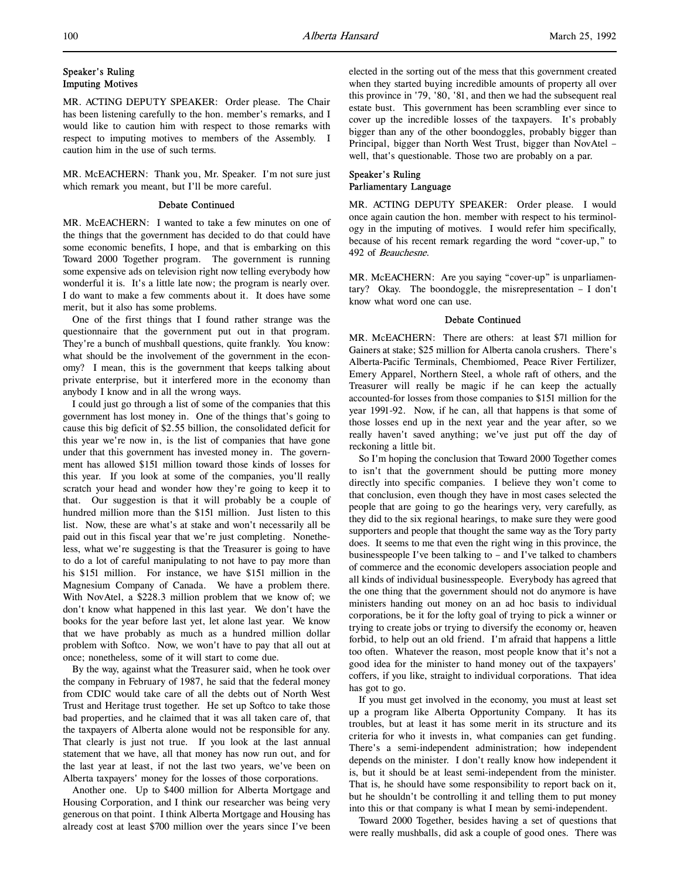### Speaker's Ruling
### Imputing Motives

MR. ACTING DEPUTY SPEAKER: Order please. The Chair has been listening carefully to the hon. member's remarks, and I would like to caution him with respect to those remarks with respect to imputing motives to members of the Assembly. I caution him in the use of such terms.

MR. McEACHERN: Thank you, Mr. Speaker. I'm not sure just which remark you meant, but I'll be more careful.

#### Debate Continued

MR. McEACHERN: I wanted to take a few minutes on one of the things that the government has decided to do that could have some economic benefits, I hope, and that is embarking on this Toward 2000 Together program. The government is running some expensive ads on television right now telling everybody how wonderful it is. It's a little late now; the program is nearly over. I do want to make a few comments about it. It does have some merit, but it also has some problems.

One of the first things that I found rather strange was the questionnaire that the government put out in that program. They're a bunch of mushball questions, quite frankly. You know: what should be the involvement of the government in the economy? I mean, this is the government that keeps talking about private enterprise, but it interfered more in the economy than anybody I know and in all the wrong ways.

I could just go through a list of some of the companies that this government has lost money in. One of the things that's going to cause this big deficit of $2.55 billion, the consolidated deficit for this year we're now in, is the list of companies that have gone under that this government has invested money in. The government has allowed $151 million toward those kinds of losses for this year. If you look at some of the companies, you'll really scratch your head and wonder how they're going to keep it to that. Our suggestion is that it will probably be a couple of hundred million more than the $151 million. Just listen to this list. Now, these are what's at stake and won't necessarily all be paid out in this fiscal year that we're just completing. Nonetheless, what we're suggesting is that the Treasurer is going to have to do a lot of careful manipulating to not have to pay more than his $151 million. For instance, we have $151 million in the Magnesium Company of Canada. We have a problem there. With NovAtel, a $228.3 million problem that we know of; we don't know what happened in this last year. We don't have the books for the year before last yet, let alone last year. We know that we have probably as much as a hundred million dollar problem with Softco. Now, we won't have to pay that all out at once; nonetheless, some of it will start to come due.

By the way, against what the Treasurer said, when he took over the company in February of 1987, he said that the federal money from CDIC would take care of all the debts out of North West Trust and Heritage trust together. He set up Softco to take those bad properties, and he claimed that it was all taken care of, that the taxpayers of Alberta alone would not be responsible for any. That clearly is just not true. If you look at the last annual statement that we have, all that money has now run out, and for the last year at least, if not the last two years, we've been on Alberta taxpayers' money for the losses of those corporations.

Another one. Up to $400 million for Alberta Mortgage and Housing Corporation, and I think our researcher was being very generous on that point. I think Alberta Mortgage and Housing has already cost at least $700 million over the years since I've been elected in the sorting out of the mess that this government created when they started buying incredible amounts of property all over this province in '79, '80, '81, and then we had the subsequent real estate bust. This government has been scrambling ever since to cover up the incredible losses of the taxpayers. It's probably bigger than any of the other boondoggles, probably bigger than Principal, bigger than North West Trust, bigger than NovAtel – well, that's questionable. Those two are probably on a par.

### Speaker's Ruling
### Parliamentary Language

MR. ACTING DEPUTY SPEAKER: Order please. I would once again caution the hon. member with respect to his terminology in the imputing of motives. I would refer him specifically, because of his recent remark regarding the word "cover-up," to 492 of *Beauchesne*.

MR. McEACHERN: Are you saying "cover-up" is unparliamentary? Okay. The boondoggle, the misrepresentation – I don't know what word one can use.

#### Debate Continued

MR. McEACHERN: There are others: at least $71 million for Gainers at stake; $25 million for Alberta canola crushers. There's Alberta-Pacific Terminals, Chembiomed, Peace River Fertilizer, Emery Apparel, Northern Steel, a whole raft of others, and the Treasurer will really be magic if he can keep the actually accounted-for losses from those companies to $151 million for the year 1991-92. Now, if he can, all that happens is that some of those losses end up in the next year and the year after, so we really haven't saved anything; we've just put off the day of reckoning a little bit.

So I'm hoping the conclusion that Toward 2000 Together comes to isn't that the government should be putting more money directly into specific companies. I believe they won't come to that conclusion, even though they have in most cases selected the people that are going to go the hearings very, very carefully, as they did to the six regional hearings, to make sure they were good supporters and people that thought the same way as the Tory party does. It seems to me that even the right wing in this province, the businesspeople I've been talking to – and I've talked to chambers of commerce and the economic developers association people and all kinds of individual businesspeople. Everybody has agreed that the one thing that the government should not do anymore is have ministers handing out money on an ad hoc basis to individual corporations, be it for the lofty goal of trying to pick a winner or trying to create jobs or trying to diversify the economy or, heaven forbid, to help out an old friend. I'm afraid that happens a little too often. Whatever the reason, most people know that it's not a good idea for the minister to hand money out of the taxpayers' coffers, if you like, straight to individual corporations. That idea has got to go.

If you must get involved in the economy, you must at least set up a program like Alberta Opportunity Company. It has its troubles, but at least it has some merit in its structure and its criteria for who it invests in, what companies can get funding. There's a semi-independent administration; how independent depends on the minister. I don't really know how independent it is, but it should be at least semi-independent from the minister. That is, he should have some responsibility to report back on it, but he shouldn't be controlling it and telling them to put money into this or that company is what I mean by semi-independent.

Toward 2000 Together, besides having a set of questions that were really mushballs, did ask a couple of good ones. There was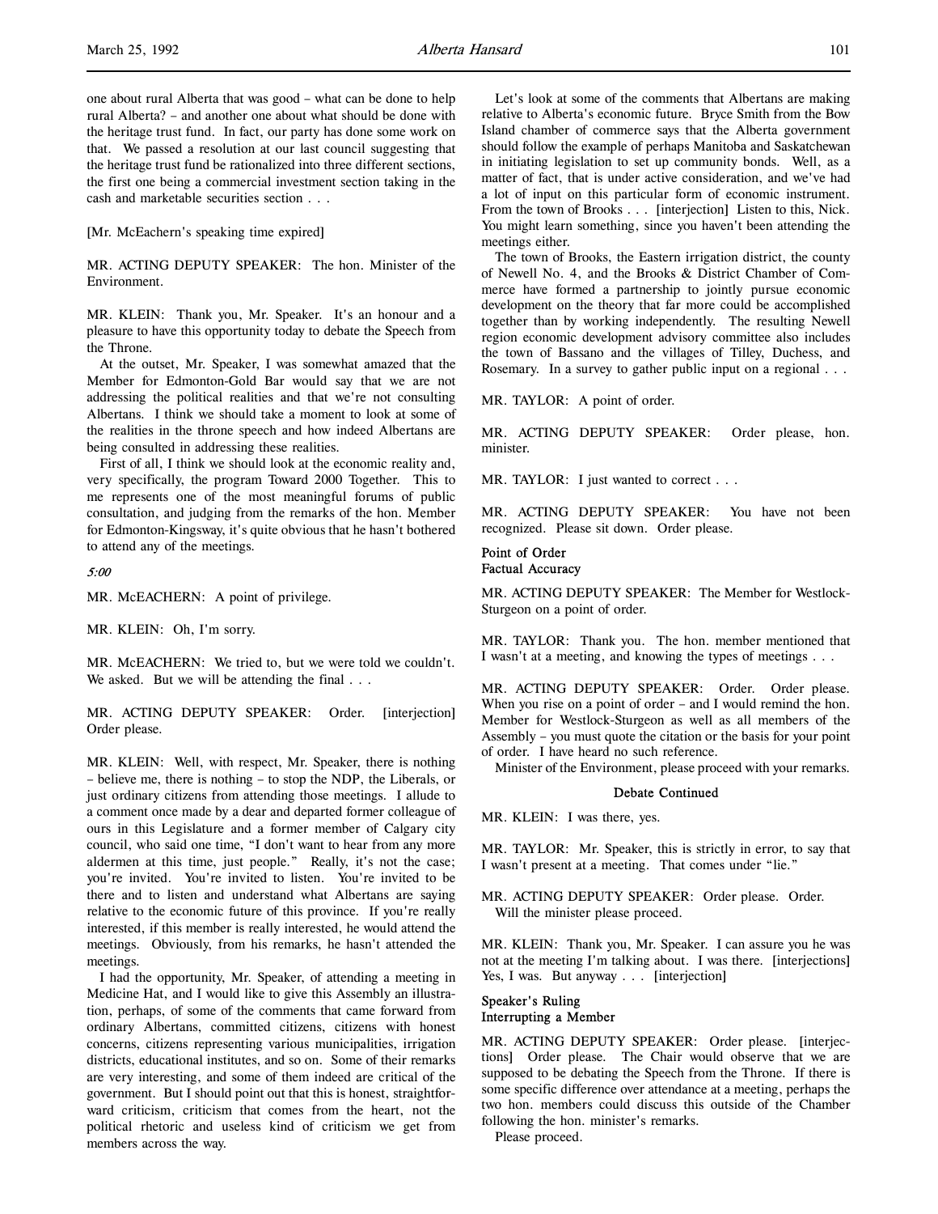one about rural Alberta that was good – what can be done to help rural Alberta? – and another one about what should be done with the heritage trust fund. In fact, our party has done some work on that. We passed a resolution at our last council suggesting that the heritage trust fund be rationalized into three different sections, the first one being a commercial investment section taking in the cash and marketable securities section . . .

[Mr. McEachern's speaking time expired]

MR. ACTING DEPUTY SPEAKER: The hon. Minister of the Environment.

MR. KLEIN: Thank you, Mr. Speaker. It's an honour and a pleasure to have this opportunity today to debate the Speech from the Throne.

At the outset, Mr. Speaker, I was somewhat amazed that the Member for Edmonton-Gold Bar would say that we are not addressing the political realities and that we're not consulting Albertans. I think we should take a moment to look at some of the realities in the throne speech and how indeed Albertans are being consulted in addressing these realities.

First of all, I think we should look at the economic reality and, very specifically, the program Toward 2000 Together. This to me represents one of the most meaningful forums of public consultation, and judging from the remarks of the hon. Member for Edmonton-Kingsway, it's quite obvious that he hasn't bothered to attend any of the meetings.

*5:00*

MR. McEACHERN: A point of privilege.

MR. KLEIN: Oh, I'm sorry.

MR. McEACHERN: We tried to, but we were told we couldn't. We asked. But we will be attending the final . . .

MR. ACTING DEPUTY SPEAKER: Order. [interjection] Order please.

MR. KLEIN: Well, with respect, Mr. Speaker, there is nothing – believe me, there is nothing – to stop the NDP, the Liberals, or just ordinary citizens from attending those meetings. I allude to a comment once made by a dear and departed former colleague of ours in this Legislature and a former member of Calgary city council, who said one time, "I don't want to hear from any more aldermen at this time, just people." Really, it's not the case; you're invited. You're invited to listen. You're invited to be there and to listen and understand what Albertans are saying relative to the economic future of this province. If you're really interested, if this member is really interested, he would attend the meetings. Obviously, from his remarks, he hasn't attended the meetings.

I had the opportunity, Mr. Speaker, of attending a meeting in Medicine Hat, and I would like to give this Assembly an illustration, perhaps, of some of the comments that came forward from ordinary Albertans, committed citizens, citizens with honest concerns, citizens representing various municipalities, irrigation districts, educational institutes, and so on. Some of their remarks are very interesting, and some of them indeed are critical of the government. But I should point out that this is honest, straightforward criticism, criticism that comes from the heart, not the political rhetoric and useless kind of criticism we get from members across the way.

Let's look at some of the comments that Albertans are making relative to Alberta's economic future. Bryce Smith from the Bow Island chamber of commerce says that the Alberta government should follow the example of perhaps Manitoba and Saskatchewan in initiating legislation to set up community bonds. Well, as a matter of fact, that is under active consideration, and we've had a lot of input on this particular form of economic instrument. From the town of Brooks . . . [interjection] Listen to this, Nick. You might learn something, since you haven't been attending the meetings either.

The town of Brooks, the Eastern irrigation district, the county of Newell No. 4, and the Brooks & District Chamber of Commerce have formed a partnership to jointly pursue economic development on the theory that far more could be accomplished together than by working independently. The resulting Newell region economic development advisory committee also includes the town of Bassano and the villages of Tilley, Duchess, and Rosemary. In a survey to gather public input on a regional . . .

MR. TAYLOR: A point of order.

MR. ACTING DEPUTY SPEAKER: Order please, hon. minister.

MR. TAYLOR: I just wanted to correct . . .

MR. ACTING DEPUTY SPEAKER: You have not been recognized. Please sit down. Order please.

### Point of Order
### Factual Accuracy

MR. ACTING DEPUTY SPEAKER: The Member for Westlock-Sturgeon on a point of order.

MR. TAYLOR: Thank you. The hon. member mentioned that I wasn't at a meeting, and knowing the types of meetings . . .

MR. ACTING DEPUTY SPEAKER: Order. Order please. When you rise on a point of order – and I would remind the hon. Member for Westlock-Sturgeon as well as all members of the Assembly – you must quote the citation or the basis for your point of order. I have heard no such reference.

Minister of the Environment, please proceed with your remarks.

### Debate Continued

MR. KLEIN: I was there, yes.

MR. TAYLOR: Mr. Speaker, this is strictly in error, to say that I wasn't present at a meeting. That comes under "lie."

MR. ACTING DEPUTY SPEAKER: Order please. Order.

Will the minister please proceed.

MR. KLEIN: Thank you, Mr. Speaker. I can assure you he was not at the meeting I'm talking about. I was there. [interjections] Yes, I was. But anyway . . . [interjection]

### Speaker's Ruling
### Interrupting a Member

MR. ACTING DEPUTY SPEAKER: Order please. [interjections] Order please. The Chair would observe that we are supposed to be debating the Speech from the Throne. If there is some specific difference over attendance at a meeting, perhaps the two hon. members could discuss this outside of the Chamber following the hon. minister's remarks.

Please proceed.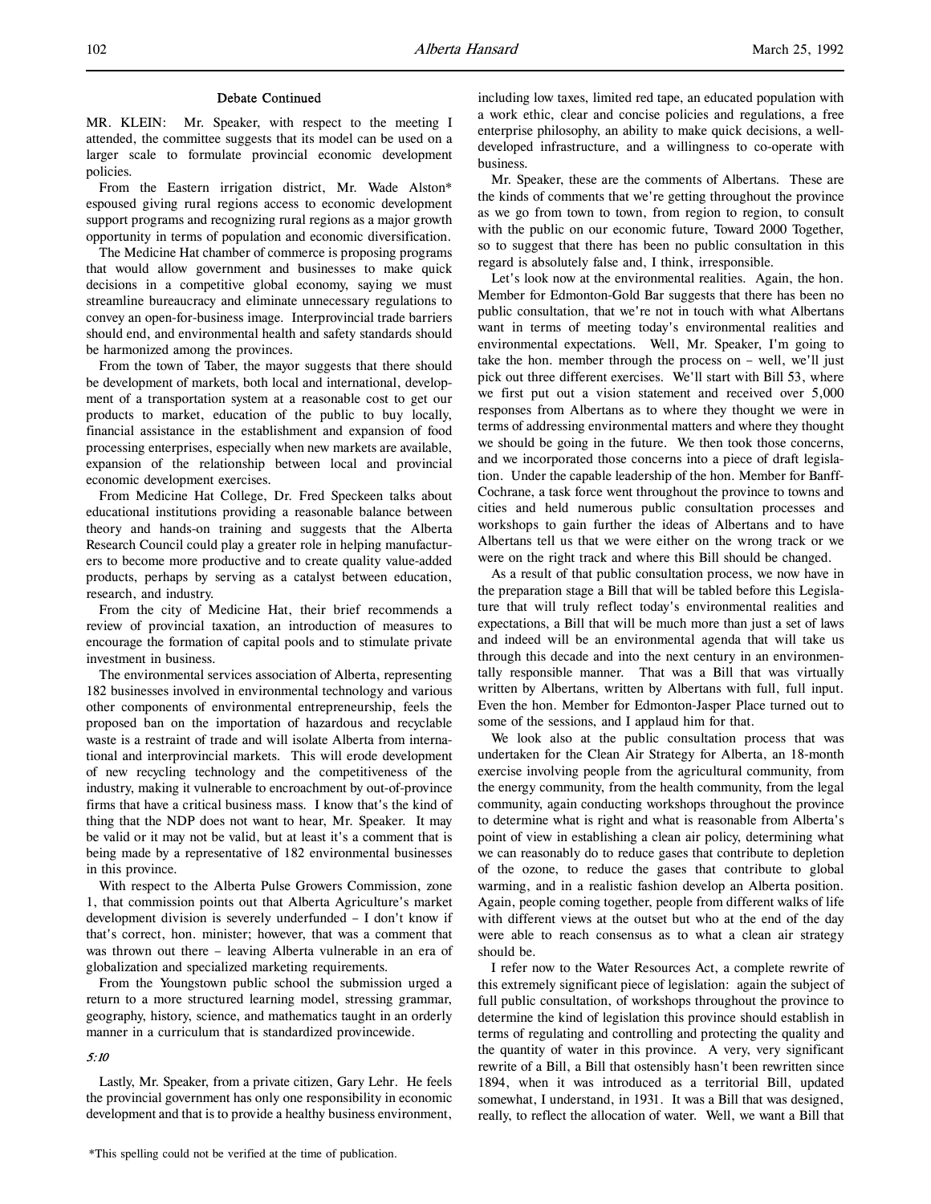## Debate Continued

MR. KLEIN: Mr. Speaker, with respect to the meeting I attended, the committee suggests that its model can be used on a larger scale to formulate provincial economic development policies.

From the Eastern irrigation district, Mr. Wade Alston* espoused giving rural regions access to economic development support programs and recognizing rural regions as a major growth opportunity in terms of population and economic diversification.

The Medicine Hat chamber of commerce is proposing programs that would allow government and businesses to make quick decisions in a competitive global economy, saying we must streamline bureaucracy and eliminate unnecessary regulations to convey an open-for-business image. Interprovincial trade barriers should end, and environmental health and safety standards should be harmonized among the provinces.

From the town of Taber, the mayor suggests that there should be development of markets, both local and international, development of a transportation system at a reasonable cost to get our products to market, education of the public to buy locally, financial assistance in the establishment and expansion of food processing enterprises, especially when new markets are available, expansion of the relationship between local and provincial economic development exercises.

From Medicine Hat College, Dr. Fred Speckeen talks about educational institutions providing a reasonable balance between theory and hands-on training and suggests that the Alberta Research Council could play a greater role in helping manufacturers to become more productive and to create quality value-added products, perhaps by serving as a catalyst between education, research, and industry.

From the city of Medicine Hat, their brief recommends a review of provincial taxation, an introduction of measures to encourage the formation of capital pools and to stimulate private investment in business.

The environmental services association of Alberta, representing 182 businesses involved in environmental technology and various other components of environmental entrepreneurship, feels the proposed ban on the importation of hazardous and recyclable waste is a restraint of trade and will isolate Alberta from international and interprovincial markets. This will erode development of new recycling technology and the competitiveness of the industry, making it vulnerable to encroachment by out-of-province firms that have a critical business mass. I know that's the kind of thing that the NDP does not want to hear, Mr. Speaker. It may be valid or it may not be valid, but at least it's a comment that is being made by a representative of 182 environmental businesses in this province.

With respect to the Alberta Pulse Growers Commission, zone 1, that commission points out that Alberta Agriculture's market development division is severely underfunded – I don't know if that's correct, hon. minister; however, that was a comment that was thrown out there – leaving Alberta vulnerable in an era of globalization and specialized marketing requirements.

From the Youngstown public school the submission urged a return to a more structured learning model, stressing grammar, geography, history, science, and mathematics taught in an orderly manner in a curriculum that is standardized provincewide.

*5:10*

Lastly, Mr. Speaker, from a private citizen, Gary Lehr. He feels the provincial government has only one responsibility in economic development and that is to provide a healthy business environment, including low taxes, limited red tape, an educated population with a work ethic, clear and concise policies and regulations, a free enterprise philosophy, an ability to make quick decisions, a well-developed infrastructure, and a willingness to co-operate with business.

Mr. Speaker, these are the comments of Albertans. These are the kinds of comments that we're getting throughout the province as we go from town to town, from region to region, to consult with the public on our economic future, Toward 2000 Together, so to suggest that there has been no public consultation in this regard is absolutely false and, I think, irresponsible.

Let's look now at the environmental realities. Again, the hon. Member for Edmonton-Gold Bar suggests that there has been no public consultation, that we're not in touch with what Albertans want in terms of meeting today's environmental realities and environmental expectations. Well, Mr. Speaker, I'm going to take the hon. member through the process on – well, we'll just pick out three different exercises. We'll start with Bill 53, where we first put out a vision statement and received over 5,000 responses from Albertans as to where they thought we were in terms of addressing environmental matters and where they thought we should be going in the future. We then took those concerns, and we incorporated those concerns into a piece of draft legislation. Under the capable leadership of the hon. Member for Banff-Cochrane, a task force went throughout the province to towns and cities and held numerous public consultation processes and workshops to gain further the ideas of Albertans and to have Albertans tell us that we were either on the wrong track or we were on the right track and where this Bill should be changed.

As a result of that public consultation process, we now have in the preparation stage a Bill that will be tabled before this Legislature that will truly reflect today's environmental realities and expectations, a Bill that will be much more than just a set of laws and indeed will be an environmental agenda that will take us through this decade and into the next century in an environmentally responsible manner. That was a Bill that was virtually written by Albertans, written by Albertans with full, full input. Even the hon. Member for Edmonton-Jasper Place turned out to some of the sessions, and I applaud him for that.

We look also at the public consultation process that was undertaken for the Clean Air Strategy for Alberta, an 18-month exercise involving people from the agricultural community, from the energy community, from the health community, from the legal community, again conducting workshops throughout the province to determine what is right and what is reasonable from Alberta's point of view in establishing a clean air policy, determining what we can reasonably do to reduce gases that contribute to depletion of the ozone, to reduce the gases that contribute to global warming, and in a realistic fashion develop an Alberta position. Again, people coming together, people from different walks of life with different views at the outset but who at the end of the day were able to reach consensus as to what a clean air strategy should be.

I refer now to the Water Resources Act, a complete rewrite of this extremely significant piece of legislation: again the subject of full public consultation, of workshops throughout the province to determine the kind of legislation this province should establish in terms of regulating and controlling and protecting the quality and the quantity of water in this province. A very, very significant rewrite of a Bill, a Bill that ostensibly hasn't been rewritten since 1894, when it was introduced as a territorial Bill, updated somewhat, I understand, in 1931. It was a Bill that was designed, really, to reflect the allocation of water. Well, we want a Bill that

*This spelling could not be verified at the time of publication.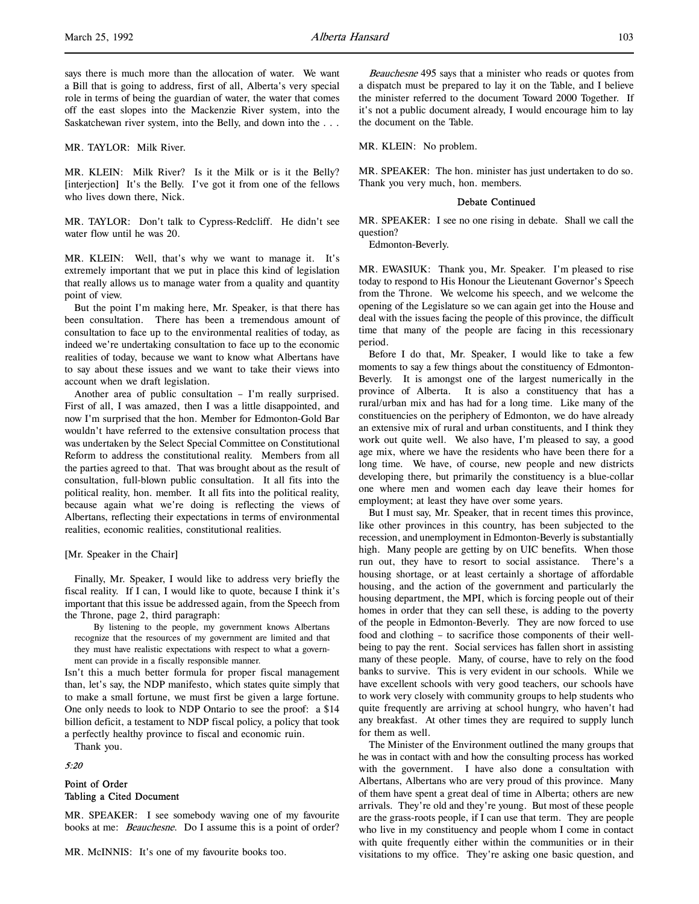says there is much more than the allocation of water. We want a Bill that is going to address, first of all, Alberta's very special role in terms of being the guardian of water, the water that comes off the east slopes into the Mackenzie River system, into the Saskatchewan river system, into the Belly, and down into the . . .

MR. TAYLOR: Milk River.

MR. KLEIN: Milk River? Is it the Milk or is it the Belly? [interjection] It's the Belly. I've got it from one of the fellows who lives down there, Nick.

MR. TAYLOR: Don't talk to Cypress-Redcliff. He didn't see water flow until he was 20.

MR. KLEIN: Well, that's why we want to manage it. It's extremely important that we put in place this kind of legislation that really allows us to manage water from a quality and quantity point of view.

But the point I'm making here, Mr. Speaker, is that there has been consultation. There has been a tremendous amount of consultation to face up to the environmental realities of today, as indeed we're undertaking consultation to face up to the economic realities of today, because we want to know what Albertans have to say about these issues and we want to take their views into account when we draft legislation.

Another area of public consultation – I'm really surprised. First of all, I was amazed, then I was a little disappointed, and now I'm surprised that the hon. Member for Edmonton-Gold Bar wouldn't have referred to the extensive consultation process that was undertaken by the Select Special Committee on Constitutional Reform to address the constitutional reality. Members from all the parties agreed to that. That was brought about as the result of consultation, full-blown public consultation. It all fits into the political reality, hon. member. It all fits into the political reality, because again what we're doing is reflecting the views of Albertans, reflecting their expectations in terms of environmental realities, economic realities, constitutional realities.

[Mr. Speaker in the Chair]

Finally, Mr. Speaker, I would like to address very briefly the fiscal reality. If I can, I would like to quote, because I think it's important that this issue be addressed again, from the Speech from the Throne, page 2, third paragraph:

> By listening to the people, my government knows Albertans recognize that the resources of my government are limited and that they must have realistic expectations with respect to what a government can provide in a fiscally responsible manner.

Isn't this a much better formula for proper fiscal management than, let's say, the NDP manifesto, which states quite simply that to make a small fortune, we must first be given a large fortune. One only needs to look to NDP Ontario to see the proof: a $14 billion deficit, a testament to NDP fiscal policy, a policy that took a perfectly healthy province to fiscal and economic ruin.

Thank you.

*5:20*

**Point of Order**
**Tabling a Cited Document**

MR. SPEAKER: I see somebody waving one of my favourite books at me: *Beauchesne.* Do I assume this is a point of order?

MR. McINNIS: It's one of my favourite books too.

*Beauchesne* 495 says that a minister who reads or quotes from a dispatch must be prepared to lay it on the Table, and I believe the minister referred to the document Toward 2000 Together. If it's not a public document already, I would encourage him to lay the document on the Table.

MR. KLEIN: No problem.

MR. SPEAKER: The hon. minister has just undertaken to do so. Thank you very much, hon. members.

**Debate Continued**

MR. SPEAKER: I see no one rising in debate. Shall we call the question?

Edmonton-Beverly.

MR. EWASIUK: Thank you, Mr. Speaker. I'm pleased to rise today to respond to His Honour the Lieutenant Governor's Speech from the Throne. We welcome his speech, and we welcome the opening of the Legislature so we can again get into the House and deal with the issues facing the people of this province, the difficult time that many of the people are facing in this recessionary period.

Before I do that, Mr. Speaker, I would like to take a few moments to say a few things about the constituency of Edmonton-Beverly. It is amongst one of the largest numerically in the province of Alberta. It is also a constituency that has a rural/urban mix and has had for a long time. Like many of the constituencies on the periphery of Edmonton, we do have already an extensive mix of rural and urban constituents, and I think they work out quite well. We also have, I'm pleased to say, a good age mix, where we have the residents who have been there for a long time. We have, of course, new people and new districts developing there, but primarily the constituency is a blue-collar one where men and women each day leave their homes for employment; at least they have over some years.

But I must say, Mr. Speaker, that in recent times this province, like other provinces in this country, has been subjected to the recession, and unemployment in Edmonton-Beverly is substantially high. Many people are getting by on UIC benefits. When those run out, they have to resort to social assistance. There's a housing shortage, or at least certainly a shortage of affordable housing, and the action of the government and particularly the housing department, the MPI, which is forcing people out of their homes in order that they can sell these, is adding to the poverty of the people in Edmonton-Beverly. They are now forced to use food and clothing – to sacrifice those components of their well-being to pay the rent. Social services has fallen short in assisting many of these people. Many, of course, have to rely on the food banks to survive. This is very evident in our schools. While we have excellent schools with very good teachers, our schools have to work very closely with community groups to help students who quite frequently are arriving at school hungry, who haven't had any breakfast. At other times they are required to supply lunch for them as well.

The Minister of the Environment outlined the many groups that he was in contact with and how the consulting process has worked with the government. I have also done a consultation with Albertans, Albertans who are very proud of this province. Many of them have spent a great deal of time in Alberta; others are new arrivals. They're old and they're young. But most of these people are the grass-roots people, if I can use that term. They are people who live in my constituency and people whom I come in contact with quite frequently either within the communities or in their visitations to my office. They're asking one basic question, and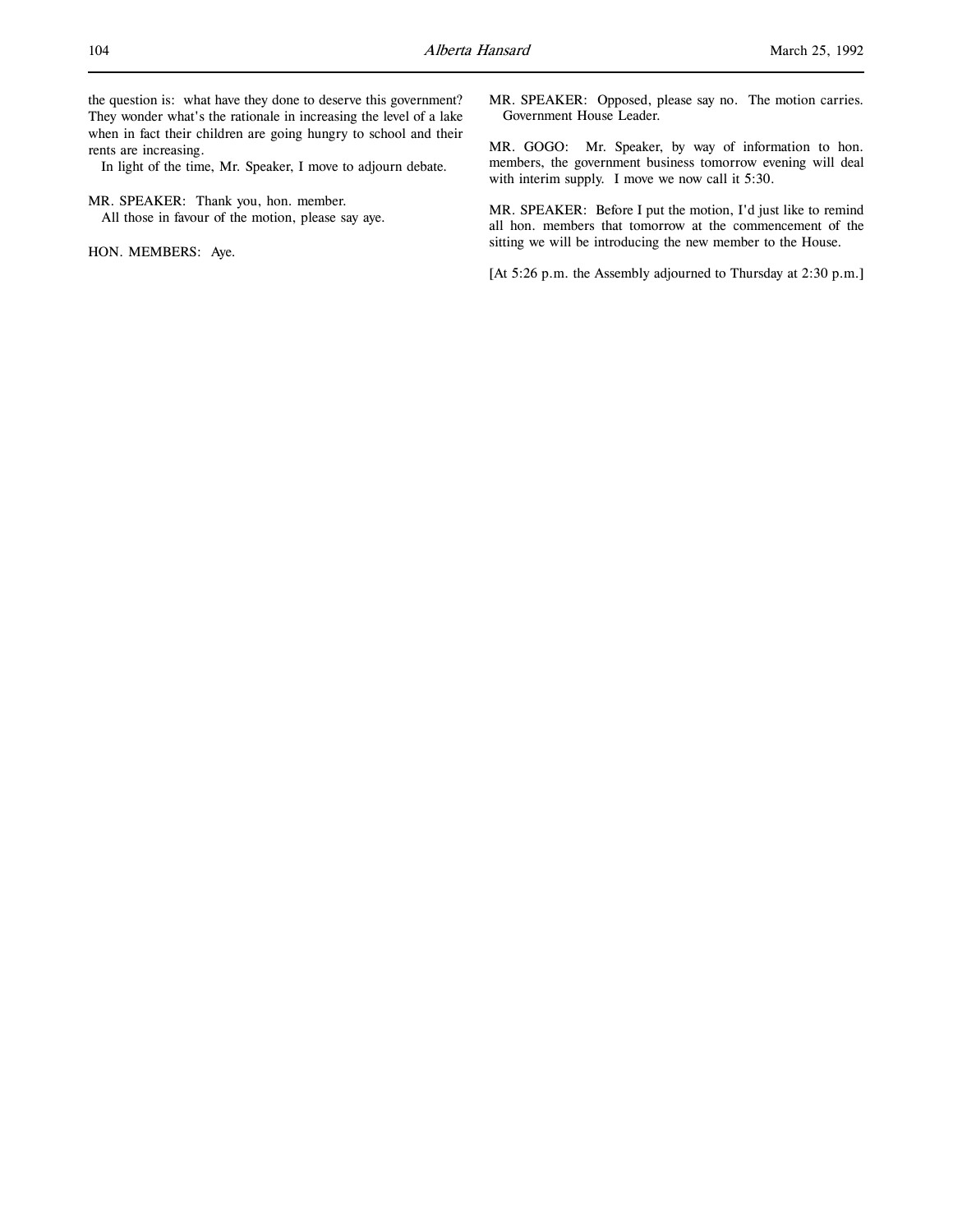the question is: what have they done to deserve this government? They wonder what's the rationale in increasing the level of a lake when in fact their children are going hungry to school and their rents are increasing.

In light of the time, Mr. Speaker, I move to adjourn debate.

MR. SPEAKER: Thank you, hon. member.
All those in favour of the motion, please say aye.

HON. MEMBERS: Aye.

MR. SPEAKER: Opposed, please say no. The motion carries. Government House Leader.

MR. GOGO: Mr. Speaker, by way of information to hon. members, the government business tomorrow evening will deal with interim supply. I move we now call it 5:30.

MR. SPEAKER: Before I put the motion, I'd just like to remind all hon. members that tomorrow at the commencement of the sitting we will be introducing the new member to the House.

[At 5:26 p.m. the Assembly adjourned to Thursday at 2:30 p.m.]